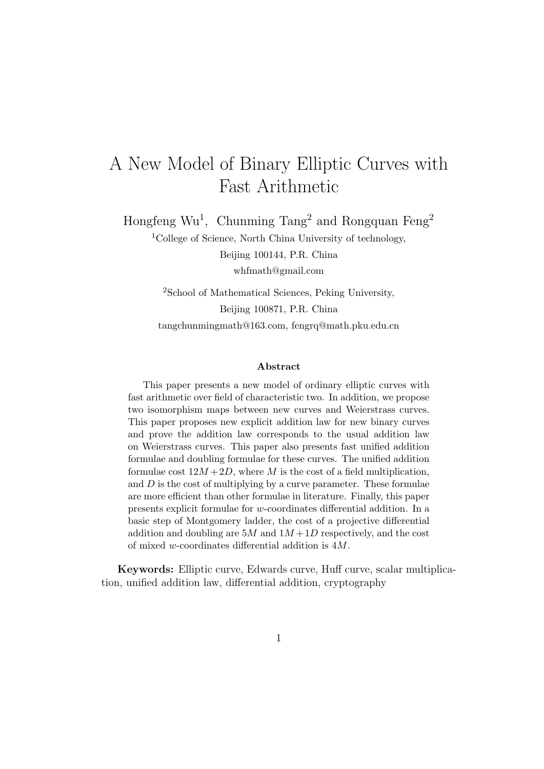# A New Model of Binary Elliptic Curves with Fast Arithmetic

Hongfeng Wu[1], Chunming Tang[2] and Rongquan Feng[2]

[1]College of Science, North China University of technology,
Beijing 100144, P.R. China
whfmath@gmail.com

[2]School of Mathematical Sciences, Peking University,
Beijing 100871, P.R. China
tangchunmingmath@163.com, fengrq@math.pku.edu.cn

**Abstract**

This paper presents a new model of ordinary elliptic curves with fast arithmetic over field of characteristic two. In addition, we propose two isomorphism maps between new curves and Weierstrass curves. This paper proposes new explicit addition law for new binary curves and prove the addition law corresponds to the usual addition law on Weierstrass curves. This paper also presents fast unified addition formulae and doubling formulae for these curves. The unified addition formulae cost $12M + 2D$, where $M$ is the cost of a field multiplication, and $D$ is the cost of multiplying by a curve parameter. These formulae are more efficient than other formulae in literature. Finally, this paper presents explicit formulae for $w$-coordinates differential addition. In a basic step of Montgomery ladder, the cost of a projective differential addition and doubling are $5M$ and $1M + 1D$ respectively, and the cost of mixed $w$-coordinates differential addition is $4M$.

**Keywords:** Elliptic curve, Edwards curve, Huff curve, scalar multiplication, unified addition law, differential addition, cryptography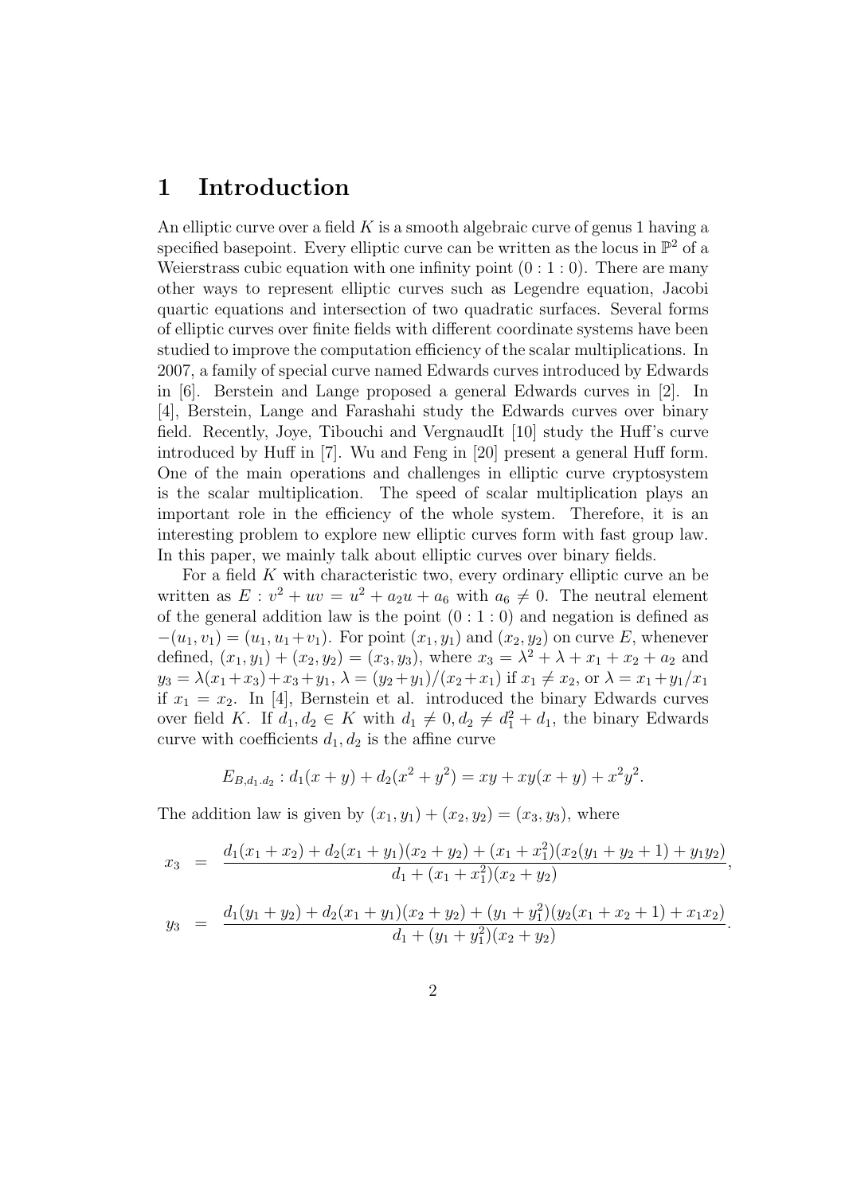# 1 Introduction

An elliptic curve over a field $K$ is a smooth algebraic curve of genus 1 having a specified basepoint. Every elliptic curve can be written as the locus in $\mathbb{P}^2$ of a Weierstrass cubic equation with one infinity point $(0:1:0)$. There are many other ways to represent elliptic curves such as Legendre equation, Jacobi quartic equations and intersection of two quadratic surfaces. Several forms of elliptic curves over finite fields with different coordinate systems have been studied to improve the computation efficiency of the scalar multiplications. In 2007, a family of special curve named Edwards curves introduced by Edwards in [6]. Berstein and Lange proposed a general Edwards curves in [2]. In [4], Berstein, Lange and Farashahi study the Edwards curves over binary field. Recently, Joye, Tibouchi and VergnaudIt [10] study the Huff's curve introduced by Huff in [7]. Wu and Feng in [20] present a general Huff form. One of the main operations and challenges in elliptic curve cryptosystem is the scalar multiplication. The speed of scalar multiplication plays an important role in the efficiency of the whole system. Therefore, it is an interesting problem to explore new elliptic curves form with fast group law. In this paper, we mainly talk about elliptic curves over binary fields.

For a field $K$ with characteristic two, every ordinary elliptic curve an be written as $E : v^2 + uv = u^2 + a_2u + a_6$ with $a_6 \neq 0$. The neutral element of the general addition law is the point $(0:1:0)$ and negation is defined as $-(u_1, v_1) = (u_1, u_1 + v_1)$. For point $(x_1, y_1)$ and $(x_2, y_2)$ on curve $E$, whenever defined, $(x_1, y_1) + (x_2, y_2) = (x_3, y_3)$, where $x_3 = \lambda^2 + \lambda + x_1 + x_2 + a_2$ and $y_3 = \lambda(x_1 + x_3) + x_3 + y_1$, $\lambda = (y_2 + y_1)/(x_2 + x_1)$ if $x_1 \neq x_2$, or $\lambda = x_1 + y_1/x_1$ if $x_1 = x_2$. In [4], Bernstein et al. introduced the binary Edwards curves over field $K$. If $d_1, d_2 \in K$ with $d_1 \neq 0, d_2 \neq d_1^2 + d_1$, the binary Edwards curve with coefficients $d_1, d_2$ is the affine curve

$$E_{B,d_1.d_2} : d_1(x + y) + d_2(x^2 + y^2) = xy + xy(x + y) + x^2y^2.$$

The addition law is given by $(x_1, y_1) + (x_2, y_2) = (x_3, y_3)$, where

$$x_3 = \frac{d_1(x_1 + x_2) + d_2(x_1 + y_1)(x_2 + y_2) + (x_1 + x_1^2)(x_2(y_1 + y_2 + 1) + y_1y_2)}{d_1 + (x_1 + x_1^2)(x_2 + y_2)},$$

$$y_3 = \frac{d_1(y_1 + y_2) + d_2(x_1 + y_1)(x_2 + y_2) + (y_1 + y_1^2)(y_2(x_1 + x_2 + 1) + x_1x_2)}{d_1 + (y_1 + y_1^2)(x_2 + y_2)}.$$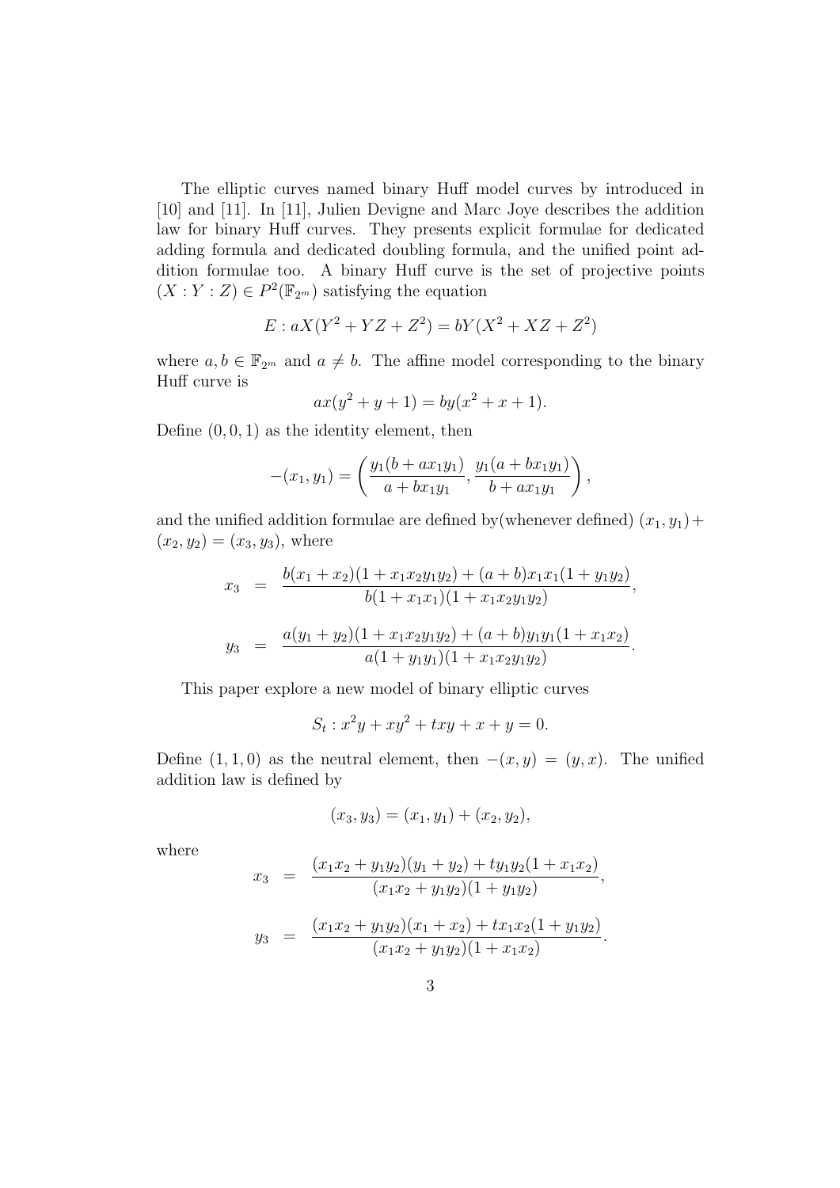The elliptic curves named binary Huff model curves by introduced in [10] and [11]. In [11], Julien Devigne and Marc Joye describes the addition law for binary Huff curves. They presents explicit formulae for dedicated adding formula and dedicated doubling formula, and the unified point addition formulae too. A binary Huff curve is the set of projective points $(X : Y : Z) \in P^2(\mathbb{F}_{2^m})$ satisfying the equation

$$E : aX(Y^2 + YZ + Z^2) = bY(X^2 + XZ + Z^2)$$

where $a, b \in \mathbb{F}_{2^m}$ and $a \neq b$. The affine model corresponding to the binary Huff curve is

$$ax(y^2 + y + 1) = by(x^2 + x + 1).$$

Define $(0, 0, 1)$ as the identity element, then

$$-(x_1, y_1) = \left( \frac{y_1(b + ax_1y_1)}{a + bx_1y_1}, \frac{y_1(a + bx_1y_1)}{b + ax_1y_1} \right),$$

and the unified addition formulae are defined by(whenever defined) $(x_1, y_1) + (x_2, y_2) = (x_3, y_3)$, where

$$x_3 = \frac{b(x_1 + x_2)(1 + x_1x_2y_1y_2) + (a + b)x_1x_1(1 + y_1y_2)}{b(1 + x_1x_1)(1 + x_1x_2y_1y_2)},$$

$$y_3 = \frac{a(y_1 + y_2)(1 + x_1x_2y_1y_2) + (a + b)y_1y_1(1 + x_1x_2)}{a(1 + y_1y_1)(1 + x_1x_2y_1y_2)}.$$

This paper explore a new model of binary elliptic curves

$$S_t : x^2y + xy^2 + txy + x + y = 0.$$

Define $(1, 1, 0)$ as the neutral element, then $-(x, y) = (y, x)$. The unified addition law is defined by

$$(x_3, y_3) = (x_1, y_1) + (x_2, y_2),$$

where

$$x_3 = \frac{(x_1x_2 + y_1y_2)(y_1 + y_2) + ty_1y_2(1 + x_1x_2)}{(x_1x_2 + y_1y_2)(1 + y_1y_2)},$$

$$y_3 = \frac{(x_1x_2 + y_1y_2)(x_1 + x_2) + tx_1x_2(1 + y_1y_2)}{(x_1x_2 + y_1y_2)(1 + x_1x_2)}.$$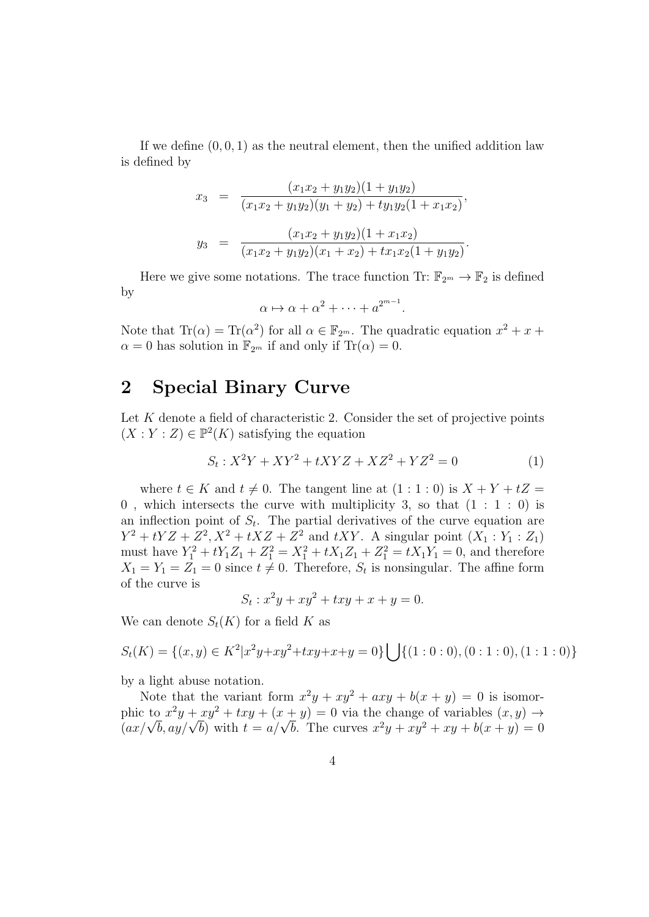If we define $(0, 0, 1)$ as the neutral element, then the unified addition law is defined by

$$
\begin{aligned}
x_3 &= \frac{(x_1x_2 + y_1y_2)(1 + y_1y_2)}{(x_1x_2 + y_1y_2)(y_1 + y_2) + ty_1y_2(1 + x_1x_2)}, \\
y_3 &= \frac{(x_1x_2 + y_1y_2)(1 + x_1x_2)}{(x_1x_2 + y_1y_2)(x_1 + x_2) + tx_1x_2(1 + y_1y_2)}.
\end{aligned}
$$

Here we give some notations. The trace function Tr: $\mathbb{F}_{2^m} \to \mathbb{F}_2$ is defined by

$$\alpha \mapsto \alpha + \alpha^2 + \cdots + a^{2^{m-1}}.$$

Note that $\text{Tr}(\alpha) = \text{Tr}(\alpha^2)$ for all $\alpha \in \mathbb{F}_{2^m}$. The quadratic equation $x^2 + x + \alpha = 0$ has solution in $\mathbb{F}_{2^m}$ if and only if $\text{Tr}(\alpha) = 0$.

## 2 Special Binary Curve

Let $K$ denote a field of characteristic 2. Consider the set of projective points $(X : Y : Z) \in \mathbb{P}^2(K)$ satisfying the equation

$$S_t : X^2Y + XY^2 + tXYZ + XZ^2 + YZ^2 = 0 \tag{1}$$

where $t \in K$ and $t \neq 0$. The tangent line at $(1 : 1 : 0)$ is $X + Y + tZ = 0$ , which intersects the curve with multiplicity 3, so that $(1 : 1 : 0)$ is an inflection point of $S_t$. The partial derivatives of the curve equation are $Y^2 + tYZ + Z^2, X^2 + tXZ + Z^2$ and $tXY$. A singular point $(X_1 : Y_1 : Z_1)$ must have $Y_1^2 + tY_1Z_1 + Z_1^2 = X_1^2 + tX_1Z_1 + Z_1^2 = tX_1Y_1 = 0$, and therefore $X_1 = Y_1 = Z_1 = 0$ since $t \neq 0$. Therefore, $S_t$ is nonsingular. The affine form of the curve is

$$S_t : x^2y + xy^2 + txy + x + y = 0.$$

We can denote $S_t(K)$ for a field $K$ as

$$S_t(K) = \{(x, y) \in K^2 | x^2y+xy^2+txy+x+y = 0\} \bigcup \{(1 : 0 : 0), (0 : 1 : 0), (1 : 1 : 0)\}$$

by a light abuse notation.

Note that the variant form $x^2y + xy^2 + axy + b(x + y) = 0$ is isomorphic to $x^2y + xy^2 + txy + (x + y) = 0$ via the change of variables $(x, y) \to (ax/\sqrt{b}, ay/\sqrt{b})$ with $t = a/\sqrt{b}$. The curves $x^2y + xy^2 + xy + b(x + y) = 0$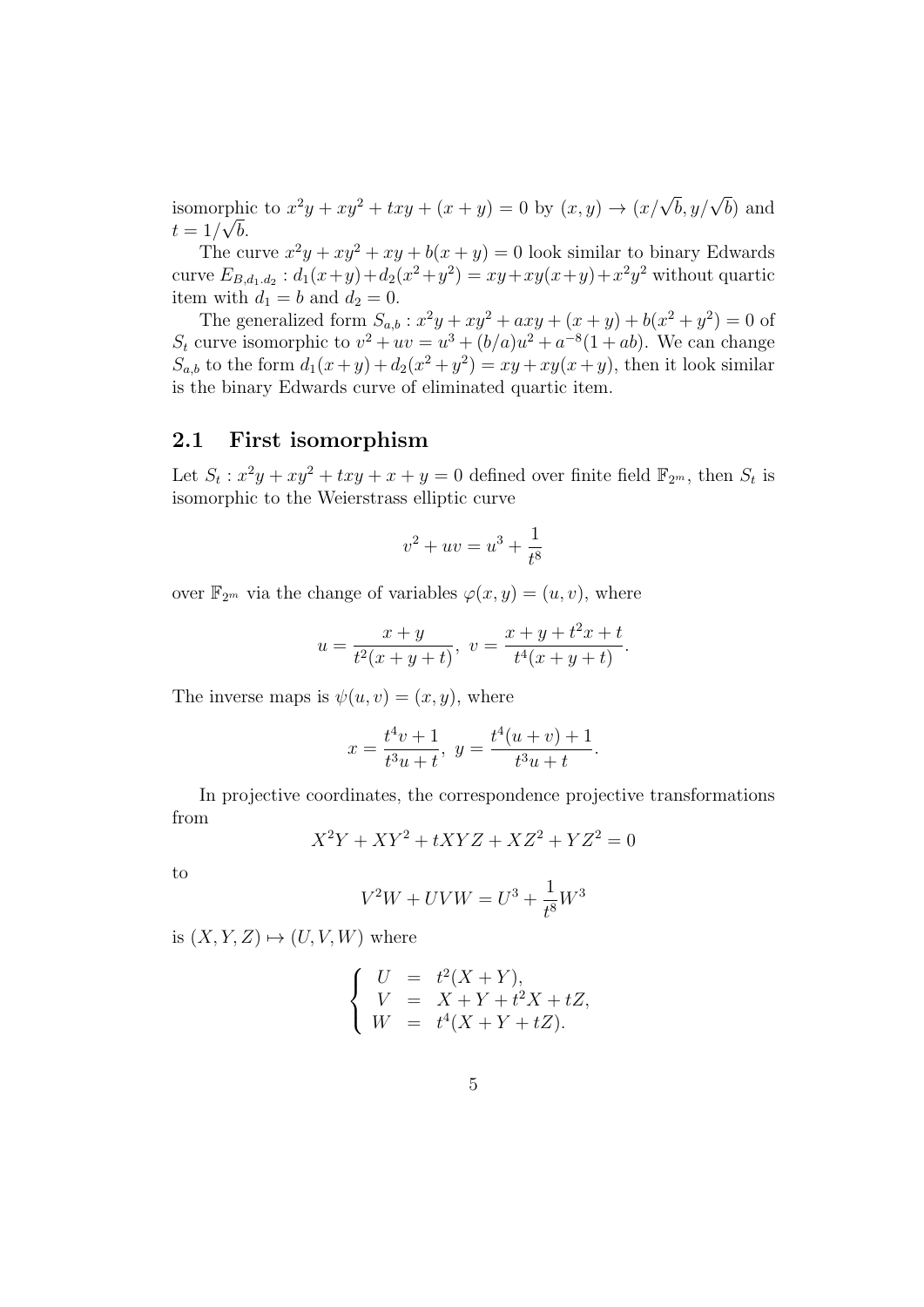isomorphic to $x^2y + xy^2 + txy + (x + y) = 0$ by $(x, y) \to (x/\sqrt{b}, y/\sqrt{b})$ and $t = 1/\sqrt{b}$.

The curve $x^2y + xy^2 + xy + b(x + y) = 0$ look similar to binary Edwards curve $E_{B,d_1.d_2} : d_1(x+y)+d_2(x^2+y^2) = xy+xy(x+y)+x^2y^2$ without quartic item with $d_1 = b$ and $d_2 = 0$.

The generalized form $S_{a,b} : x^2y + xy^2 + axy + (x + y) + b(x^2 + y^2) = 0$ of $S_t$ curve isomorphic to $v^2 + uv = u^3 + (b/a)u^2 + a^{-8}(1 + ab)$. We can change $S_{a,b}$ to the form $d_1(x+y)+d_2(x^2+y^2) = xy+xy(x+y)$, then it look similar is the binary Edwards curve of eliminated quartic item.

## 2.1 First isomorphism

Let $S_t : x^2y + xy^2 + txy + x + y = 0$ defined over finite field $\mathbb{F}_{2^m}$, then $S_t$ is isomorphic to the Weierstrass elliptic curve

$$v^2 + uv = u^3 + \frac{1}{t^8}$$

over $\mathbb{F}_{2^m}$ via the change of variables $\varphi(x, y) = (u, v)$, where

$$u = \frac{x + y}{t^2(x + y + t)},\ v = \frac{x + y + t^2x + t}{t^4(x + y + t)}.$$

The inverse maps is $\psi(u, v) = (x, y)$, where

$$x = \frac{t^4v + 1}{t^3u + t},\ y = \frac{t^4(u + v) + 1}{t^3u + t}.$$

In projective coordinates, the correspondence projective transformations from

$$X^2Y + XY^2 + tXYZ + XZ^2 + YZ^2 = 0$$

to

$$V^2W + UVW = U^3 + \frac{1}{t^8}W^3$$

is $(X, Y, Z) \mapsto (U, V, W)$ where

$$\begin{cases} U &= t^2(X + Y), \\ V &= X + Y + t^2X + tZ, \\ W &= t^4(X + Y + tZ). \end{cases}$$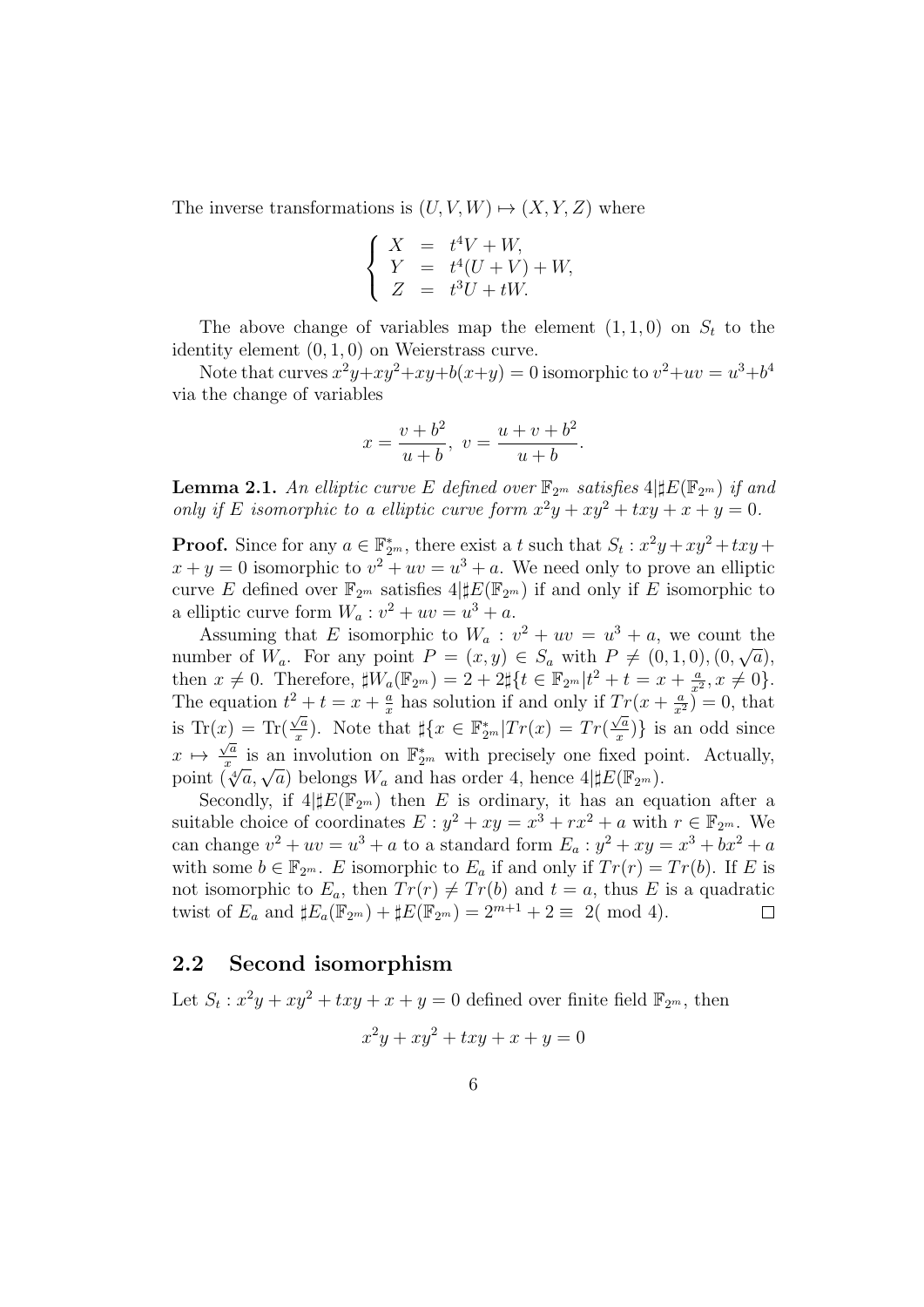The inverse transformations is $(U, V, W) \mapsto (X, Y, Z)$ where

$$\left\{ \begin{array}{lcl} X & = & t^4 V + W, \\ Y & = & t^4(U + V) + W, \\ Z & = & t^3 U + tW. \end{array} \right.$$

The above change of variables map the element $(1, 1, 0)$ on $S_t$ to the identity element $(0, 1, 0)$ on Weierstrass curve.

Note that curves $x^2y+xy^2+xy+b(x+y) = 0$ isomorphic to $v^2+uv = u^3+b^4$ via the change of variables

$$x = \frac{v + b^2}{u + b},\ v = \frac{u + v + b^2}{u + b}.$$

**Lemma 2.1.** *An elliptic curve $E$ defined over $\mathbb{F}_{2^m}$ satisfies $4|\sharp E(\mathbb{F}_{2^m})$ if and only if $E$ isomorphic to a elliptic curve form $x^2y + xy^2 + txy + x + y = 0$.*

**Proof.** Since for any $a \in \mathbb{F}_{2^m}^*$, there exist a $t$ such that $S_t : x^2y + xy^2 + txy + x + y = 0$ isomorphic to $v^2 + uv = u^3 + a$. We need only to prove an elliptic curve $E$ defined over $\mathbb{F}_{2^m}$ satisfies $4|\sharp E(\mathbb{F}_{2^m})$ if and only if $E$ isomorphic to a elliptic curve form $W_a : v^2 + uv = u^3 + a$.

Assuming that $E$ isomorphic to $W_a : v^2 + uv = u^3 + a$, we count the number of $W_a$. For any point $P = (x, y) \in S_a$ with $P \neq (0, 1, 0), (0, \sqrt{a})$, then $x \neq 0$. Therefore, $\sharp W_a(\mathbb{F}_{2^m}) = 2 + 2\sharp\{t \in \mathbb{F}_{2^m} | t^2 + t = x + \frac{a}{x^2}, x \neq 0\}$. The equation $t^2 + t = x + \frac{a}{x}$ has solution if and only if $Tr(x + \frac{a}{x^2}) = 0$, that is $\mathrm{Tr}(x) = \mathrm{Tr}(\frac{\sqrt{a}}{x})$. Note that $\sharp\{x \in \mathbb{F}_{2^m}^* | Tr(x) = Tr(\frac{\sqrt{a}}{x})\}$ is an odd since $x \mapsto \frac{\sqrt{a}}{x}$ is an involution on $\mathbb{F}_{2^m}^*$ with precisely one fixed point. Actually, point $(\sqrt[4]{a}, \sqrt{a})$ belongs $W_a$ and has order 4, hence $4|\sharp E(\mathbb{F}_{2^m})$.

Secondly, if $4|\sharp E(\mathbb{F}_{2^m})$ then $E$ is ordinary, it has an equation after a suitable choice of coordinates $E : y^2 + xy = x^3 + rx^2 + a$ with $r \in \mathbb{F}_{2^m}$. We can change $v^2 + uv = u^3 + a$ to a standard form $E_a : y^2 + xy = x^3 + bx^2 + a$ with some $b \in \mathbb{F}_{2^m}$. $E$ isomorphic to $E_a$ if and only if $Tr(r) = Tr(b)$. If $E$ is not isomorphic to $E_a$, then $Tr(r) \neq Tr(b)$ and $t = a$, thus $E$ is a quadratic twist of $E_a$ and $\sharp E_a(\mathbb{F}_{2^m}) + \sharp E(\mathbb{F}_{2^m}) = 2^{m+1} + 2 \equiv 2(\bmod 4)$. $\square$

## 2.2 Second isomorphism

Let $S_t : x^2y + xy^2 + txy + x + y = 0$ defined over finite field $\mathbb{F}_{2^m}$, then

$$x^2y + xy^2 + txy + x + y = 0$$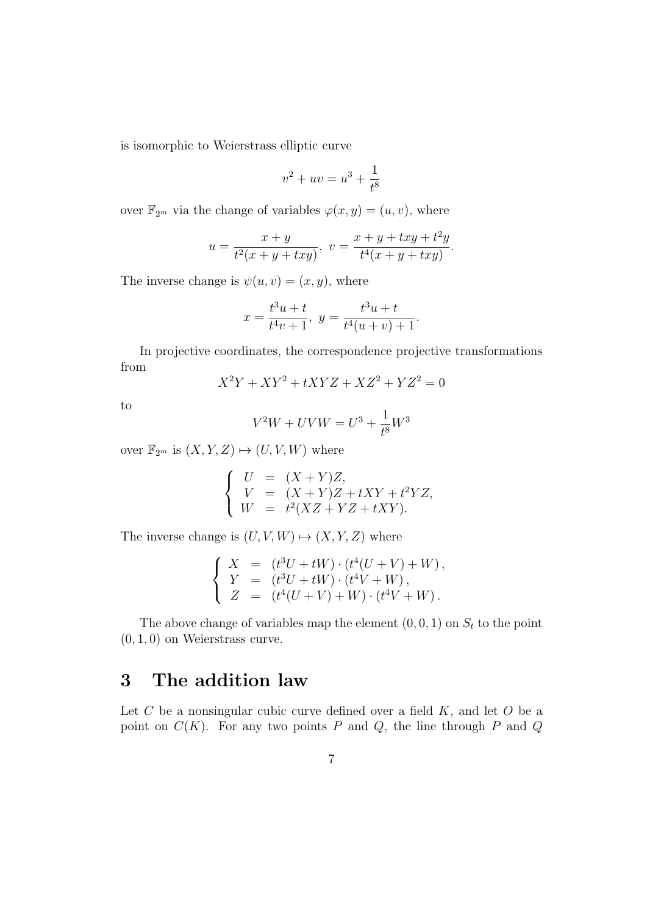is isomorphic to Weierstrass elliptic curve

$$v^2 + uv = u^3 + \frac{1}{t^8}$$

over $\mathbb{F}_{2^m}$ via the change of variables $\varphi(x, y) = (u, v)$, where

$$u = \frac{x + y}{t^2(x + y + txy)},\ v = \frac{x + y + txy + t^2 y}{t^4(x + y + txy)}.$$

The inverse change is $\psi(u, v) = (x, y)$, where

$$x = \frac{t^3 u + t}{t^4 v + 1},\ y = \frac{t^3 u + t}{t^4(u + v) + 1}.$$

In projective coordinates, the correspondence projective transformations from

$$X^2Y + XY^2 + tXYZ + XZ^2 + YZ^2 = 0$$

to

$$V^2W + UVW = U^3 + \frac{1}{t^8}W^3$$

over $\mathbb{F}_{2^m}$ is $(X, Y, Z) \mapsto (U, V, W)$ where

$$\left\{ \begin{array}{rcl} U & = & (X + Y)Z, \\ V & = & (X + Y)Z + tXY + t^2 YZ, \\ W & = & t^2(XZ + YZ + tXY). \end{array} \right.$$

The inverse change is $(U, V, W) \mapsto (X, Y, Z)$ where

$$\left\{ \begin{array}{rcl} X & = & (t^3 U + tW) \cdot (t^4(U + V) + W), \\ Y & = & (t^3 U + tW) \cdot (t^4 V + W), \\ Z & = & (t^4(U + V) + W) \cdot (t^4 V + W). \end{array} \right.$$

The above change of variables map the element $(0, 0, 1)$ on $S_t$ to the point $(0, 1, 0)$ on Weierstrass curve.

# 3 The addition law

Let $C$ be a nonsingular cubic curve defined over a field $K$, and let $O$ be a point on $C(K)$. For any two points $P$ and $Q$, the line through $P$ and $Q$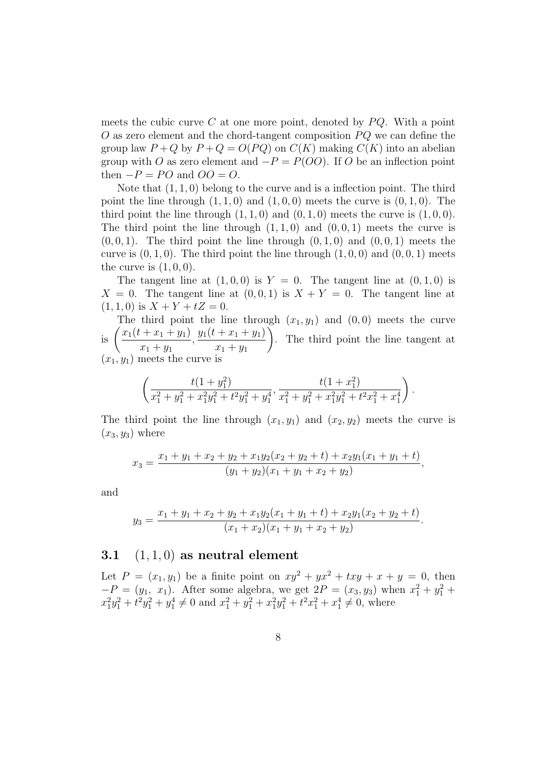meets the cubic curve $C$ at one more point, denoted by $PQ$. With a point $O$ as zero element and the chord-tangent composition $PQ$ we can define the group law $P+Q$ by $P+Q = O(PQ)$ on $C(K)$ making $C(K)$ into an abelian group with $O$ as zero element and $-P = P(OO)$. If $O$ be an inflection point then $-P = PO$ and $OO = O$.

Note that $(1,1,0)$ belong to the curve and is a inflection point. The third point the line through $(1,1,0)$ and $(1,0,0)$ meets the curve is $(0,1,0)$. The third point the line through $(1,1,0)$ and $(0,1,0)$ meets the curve is $(1,0,0)$. The third point the line through $(1,1,0)$ and $(0,0,1)$ meets the curve is $(0,0,1)$. The third point the line through $(0,1,0)$ and $(0,0,1)$ meets the curve is $(0,1,0)$. The third point the line through $(1,0,0)$ and $(0,0,1)$ meets the curve is $(1,0,0)$.

The tangent line at $(1,0,0)$ is $Y=0$. The tangent line at $(0,1,0)$ is $X=0$. The tangent line at $(0,0,1)$ is $X+Y=0$. The tangent line at $(1,1,0)$ is $X+Y+tZ=0$.

The third point the line through $(x_1,y_1)$ and $(0,0)$ meets the curve is $\left(\dfrac{x_1(t+x_1+y_1)}{x_1+y_1}, \dfrac{y_1(t+x_1+y_1)}{x_1+y_1}\right)$. The third point the line tangent at $(x_1,y_1)$ meets the curve is

$$\left(\frac{t(1+y_1^2)}{x_1^2+y_1^2+x_1^2y_1^2+t^2y_1^2+y_1^4}, \frac{t(1+x_1^2)}{x_1^2+y_1^2+x_1^2y_1^2+t^2x_1^2+x_1^4}\right).$$

The third point the line through $(x_1,y_1)$ and $(x_2,y_2)$ meets the curve is $(x_3,y_3)$ where

$$x_3 = \frac{x_1+y_1+x_2+y_2+x_1y_2(x_2+y_2+t)+x_2y_1(x_1+y_1+t)}{(y_1+y_2)(x_1+y_1+x_2+y_2)},$$

and

$$y_3 = \frac{x_1+y_1+x_2+y_2+x_1y_2(x_1+y_1+t)+x_2y_1(x_2+y_2+t)}{(x_1+x_2)(x_1+y_1+x_2+y_2)}.$$

### 3.1 $(1,1,0)$ as neutral element

Let $P=(x_1,y_1)$ be a finite point on $xy^2+yx^2+txy+x+y=0$, then $-P=(y_1,\ x_1)$. After some algebra, we get $2P=(x_3,y_3)$ when $x_1^2+y_1^2+x_1^2y_1^2+t^2y_1^2+y_1^4 \neq 0$ and $x_1^2+y_1^2+x_1^2y_1^2+t^2x_1^2+x_1^4 \neq 0$, where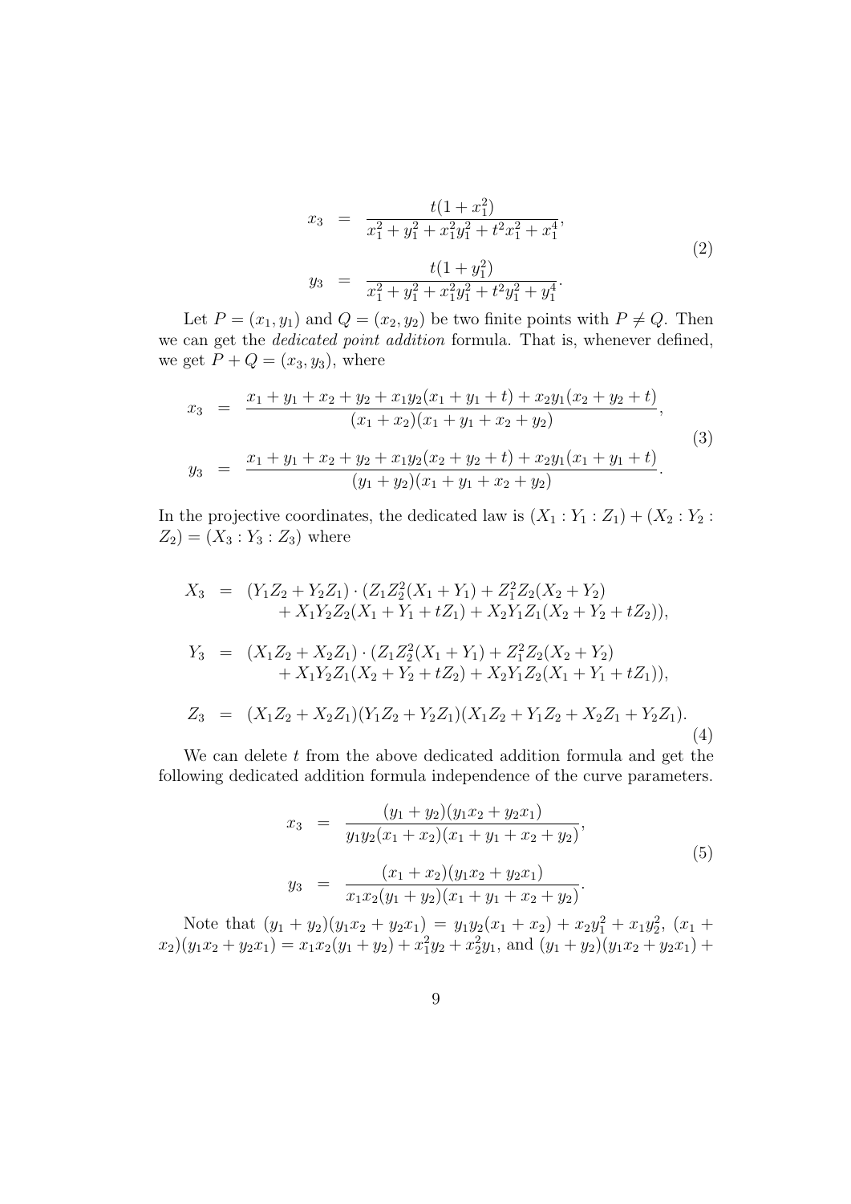$$
\begin{aligned}
x_3 &= \frac{t(1+x_1^2)}{x_1^2+y_1^2+x_1^2y_1^2+t^2x_1^2+x_1^4}, \\
y_3 &= \frac{t(1+y_1^2)}{x_1^2+y_1^2+x_1^2y_1^2+t^2y_1^2+y_1^4}.
\end{aligned} \tag{2}
$$

Let $P = (x_1, y_1)$ and $Q = (x_2, y_2)$ be two finite points with $P \neq Q$. Then we can get the *dedicated point addition* formula. That is, whenever defined, we get $P + Q = (x_3, y_3)$, where

$$
\begin{aligned}
x_3 &= \frac{x_1+y_1+x_2+y_2+x_1y_2(x_1+y_1+t)+x_2y_1(x_2+y_2+t)}{(x_1+x_2)(x_1+y_1+x_2+y_2)}, \\
y_3 &= \frac{x_1+y_1+x_2+y_2+x_1y_2(x_2+y_2+t)+x_2y_1(x_1+y_1+t)}{(y_1+y_2)(x_1+y_1+x_2+y_2)}.
\end{aligned} \tag{3}
$$

In the projective coordinates, the dedicated law is $(X_1 : Y_1 : Z_1) + (X_2 : Y_2 : Z_2) = (X_3 : Y_3 : Z_3)$ where

$$
\begin{aligned}
X_3 &= (Y_1Z_2+Y_2Z_1)\cdot(Z_1Z_2^2(X_1+Y_1)+Z_1^2Z_2(X_2+Y_2) \\
&\quad + X_1Y_2Z_2(X_1+Y_1+tZ_1)+X_2Y_1Z_1(X_2+Y_2+tZ_2)), \\
Y_3 &= (X_1Z_2+X_2Z_1)\cdot(Z_1Z_2^2(X_1+Y_1)+Z_1^2Z_2(X_2+Y_2) \\
&\quad + X_1Y_2Z_1(X_2+Y_2+tZ_2)+X_2Y_1Z_2(X_1+Y_1+tZ_1)), \\
Z_3 &= (X_1Z_2+X_2Z_1)(Y_1Z_2+Y_2Z_1)(X_1Z_2+Y_1Z_2+X_2Z_1+Y_2Z_1).
\end{aligned} \tag{4}
$$

We can delete $t$ from the above dedicated addition formula and get the following dedicated addition formula independence of the curve parameters.

$$
\begin{aligned}
x_3 &= \frac{(y_1+y_2)(y_1x_2+y_2x_1)}{y_1y_2(x_1+x_2)(x_1+y_1+x_2+y_2)}, \\
y_3 &= \frac{(x_1+x_2)(y_1x_2+y_2x_1)}{x_1x_2(y_1+y_2)(x_1+y_1+x_2+y_2)}.
\end{aligned} \tag{5}
$$

Note that $(y_1+y_2)(y_1x_2+y_2x_1) = y_1y_2(x_1+x_2)+x_2y_1^2+x_1y_2^2$, $(x_1+x_2)(y_1x_2+y_2x_1) = x_1x_2(y_1+y_2)+x_1^2y_2+x_2^2y_1$, and $(y_1+y_2)(y_1x_2+y_2x_1)+$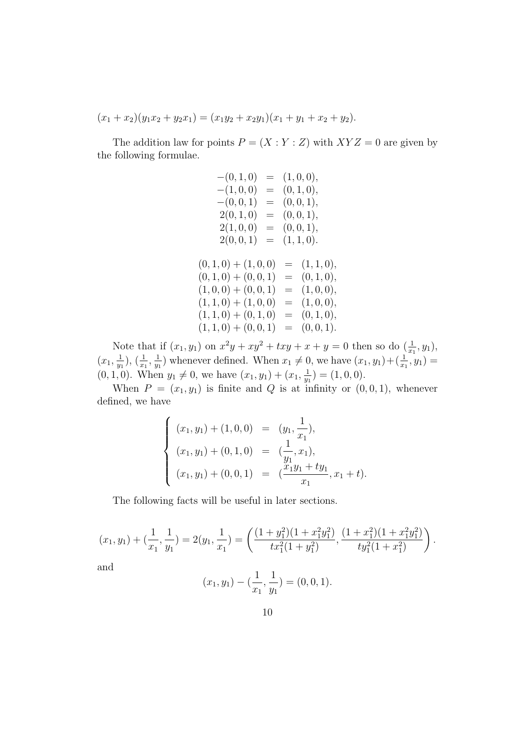$$(x_1 + x_2)(y_1 x_2 + y_2 x_1) = (x_1 y_2 + x_2 y_1)(x_1 + y_1 + x_2 + y_2).$$

The addition law for points $P = (X : Y : Z)$ with $XYZ = 0$ are given by the following formulae.

$$\begin{array}{rcl}
-(0,1,0) & = & (1,0,0), \\
-(1,0,0) & = & (0,1,0), \\
-(0,0,1) & = & (0,0,1), \\
2(0,1,0) & = & (0,0,1), \\
2(1,0,0) & = & (0,0,1), \\
2(0,0,1) & = & (1,1,0).
\end{array}$$

$$\begin{array}{rcl}
(0,1,0) + (1,0,0) & = & (1,1,0), \\
(0,1,0) + (0,0,1) & = & (0,1,0), \\
(1,0,0) + (0,0,1) & = & (1,0,0), \\
(1,1,0) + (1,0,0) & = & (1,0,0), \\
(1,1,0) + (0,1,0) & = & (0,1,0), \\
(1,1,0) + (0,0,1) & = & (0,0,1).
\end{array}$$

Note that if $(x_1, y_1)$ on $x^2 y + x y^2 + txy + x + y = 0$ then so do $(\frac{1}{x_1}, y_1)$, $(x_1, \frac{1}{y_1})$, $(\frac{1}{x_1}, \frac{1}{y_1})$ whenever defined. When $x_1 \neq 0$, we have $(x_1, y_1) + (\frac{1}{x_1}, y_1) = (0,1,0)$. When $y_1 \neq 0$, we have $(x_1, y_1) + (x_1, \frac{1}{y_1}) = (1,0,0)$.

When $P = (x_1, y_1)$ is finite and $Q$ is at infinity or $(0,0,1)$, whenever defined, we have

$$\begin{cases}
(x_1, y_1) + (1,0,0) & = & (y_1, \dfrac{1}{x_1}), \\
(x_1, y_1) + (0,1,0) & = & (\dfrac{1}{y_1}, x_1), \\
(x_1, y_1) + (0,0,1) & = & (\dfrac{x_1 y_1 + t y_1}{x_1}, x_1 + t).
\end{cases}$$

The following facts will be useful in later sections.

$$(x_1, y_1) + (\frac{1}{x_1}, \frac{1}{y_1}) = 2(y_1, \frac{1}{x_1}) = \left( \frac{(1 + y_1^2)(1 + x_1^2 y_1^2)}{t x_1^2 (1 + y_1^2)}, \frac{(1 + x_1^2)(1 + x_1^2 y_1^2)}{t y_1^2 (1 + x_1^2)} \right).$$

and

$$(x_1, y_1) - (\frac{1}{x_1}, \frac{1}{y_1}) = (0,0,1).$$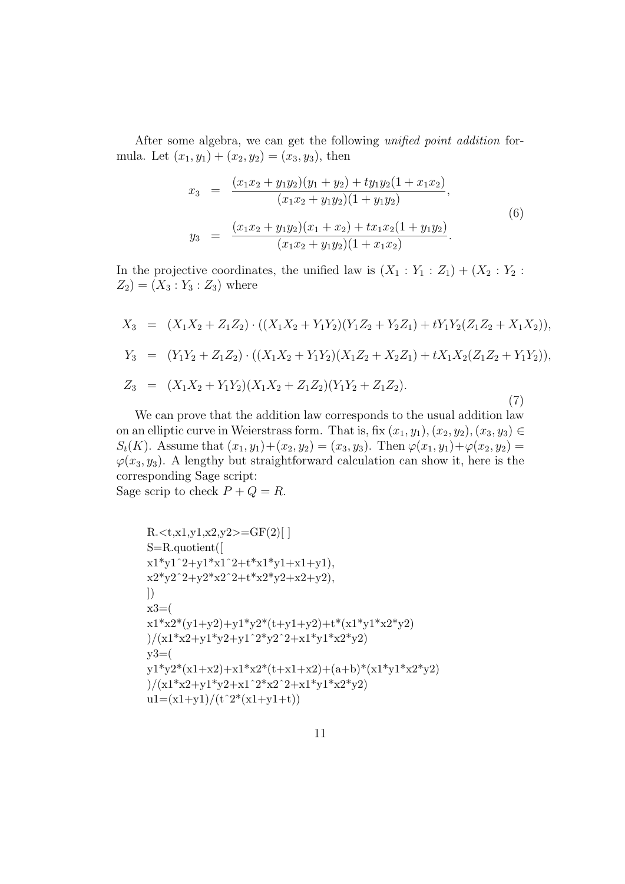After some algebra, we can get the following *unified point addition* formula. Let $(x_1, y_1) + (x_2, y_2) = (x_3, y_3)$, then

$$
\begin{aligned}
x_3 &= \frac{(x_1x_2 + y_1y_2)(y_1 + y_2) + ty_1y_2(1 + x_1x_2)}{(x_1x_2 + y_1y_2)(1 + y_1y_2)}, \\
y_3 &= \frac{(x_1x_2 + y_1y_2)(x_1 + x_2) + tx_1x_2(1 + y_1y_2)}{(x_1x_2 + y_1y_2)(1 + x_1x_2)}.
\end{aligned}
\tag{6}
$$

In the projective coordinates, the unified law is $(X_1 : Y_1 : Z_1) + (X_2 : Y_2 : Z_2) = (X_3 : Y_3 : Z_3)$ where

$$
\begin{aligned}
X_3 &= (X_1X_2 + Z_1Z_2) \cdot ((X_1X_2 + Y_1Y_2)(Y_1Z_2 + Y_2Z_1) + tY_1Y_2(Z_1Z_2 + X_1X_2)), \\
Y_3 &= (Y_1Y_2 + Z_1Z_2) \cdot ((X_1X_2 + Y_1Y_2)(X_1Z_2 + X_2Z_1) + tX_1X_2(Z_1Z_2 + Y_1Y_2)), \\
Z_3 &= (X_1X_2 + Y_1Y_2)(X_1X_2 + Z_1Z_2)(Y_1Y_2 + Z_1Z_2).
\end{aligned}
\tag{7}
$$

We can prove that the addition law corresponds to the usual addition law on an elliptic curve in Weierstrass form. That is, fix $(x_1, y_1), (x_2, y_2), (x_3, y_3) \in S_t(K)$. Assume that $(x_1, y_1) + (x_2, y_2) = (x_3, y_3)$. Then $\varphi(x_1, y_1) + \varphi(x_2, y_2) = \varphi(x_3, y_3)$. A lengthy but straightforward calculation can show it, here is the corresponding Sage script:

Sage scrip to check $P + Q = R$.

```
R.<t,x1,y1,x2,y2>=GF(2)[ ]
S=R.quotient([
x1*y1^2+y1*x1^2+t*x1*y1+x1+y1),
x2*y2^2+y2*x2^2+t*x2*y2+x2+y2),
])
x3=(
x1*x2*(y1+y2)+y1*y2*(t+y1+y2)+t*(x1*y1*x2*y2)
)/(x1*x2+y1*y2+y1^2*y2^2+x1*y1*x2*y2)
y3=(
y1*y2*(x1+x2)+x1*x2*(t+x1+x2)+(a+b)*(x1*y1*x2*y2)
)/(x1*x2+y1*y2+x1^2*x2^2+x1*y1*x2*y2)
u1=(x1+y1)/(t^2*(x1+y1+t))
```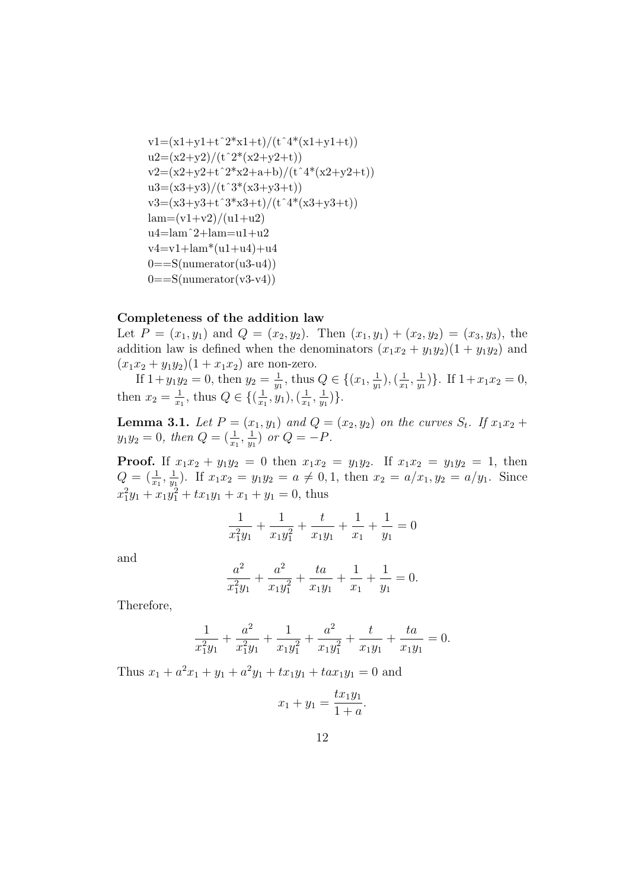```
v1=(x1+y1+t^2*x1+t)/(t^4*(x1+y1+t))
u2=(x2+y2)/(t^2*(x2+y2+t))
v2=(x2+y2+t^2*x2+a+b)/(t^4*(x2+y2+t))
u3=(x3+y3)/(t^3*(x3+y3+t))
v3=(x3+y3+t^3*x3+t)/(t^4*(x3+y3+t))
lam=(v1+v2)/(u1+u2)
u4=lam^2+lam=u1+u2
v4=v1+lam*(u1+u4)+u4
0==S(numerator(u3-u4))
0==S(numerator(v3-v4))
```

**Completeness of the addition law**

Let $P = (x_1, y_1)$ and $Q = (x_2, y_2)$. Then $(x_1, y_1) + (x_2, y_2) = (x_3, y_3)$, the addition law is defined when the denominators $(x_1x_2 + y_1y_2)(1 + y_1y_2)$ and $(x_1x_2 + y_1y_2)(1 + x_1x_2)$ are non-zero.

If $1+y_1y_2 = 0$, then $y_2 = \frac{1}{y_1}$, thus $Q \in \{(x_1, \frac{1}{y_1}), (\frac{1}{x_1}, \frac{1}{y_1})\}$. If $1+x_1x_2 = 0$, then $x_2 = \frac{1}{x_1}$, thus $Q \in \{(\frac{1}{x_1}, y_1), (\frac{1}{x_1}, \frac{1}{y_1})\}$.

**Lemma 3.1.** *Let $P = (x_1, y_1)$ and $Q = (x_2, y_2)$ on the curves $S_t$. If $x_1x_2 + y_1y_2 = 0$, then $Q = (\frac{1}{x_1}, \frac{1}{y_1})$ or $Q = -P$.*

**Proof.** If $x_1x_2 + y_1y_2 = 0$ then $x_1x_2 = y_1y_2$. If $x_1x_2 = y_1y_2 = 1$, then $Q = (\frac{1}{x_1}, \frac{1}{y_1})$. If $x_1x_2 = y_1y_2 = a \neq 0, 1$, then $x_2 = a/x_1, y_2 = a/y_1$. Since $x_1^2y_1 + x_1y_1^2 + tx_1y_1 + x_1 + y_1 = 0$, thus

$$\frac{1}{x_1^2y_1} + \frac{1}{x_1y_1^2} + \frac{t}{x_1y_1} + \frac{1}{x_1} + \frac{1}{y_1} = 0$$

and

$$\frac{a^2}{x_1^2y_1} + \frac{a^2}{x_1y_1^2} + \frac{ta}{x_1y_1} + \frac{1}{x_1} + \frac{1}{y_1} = 0.$$

Therefore,

$$\frac{1}{x_1^2y_1} + \frac{a^2}{x_1^2y_1} + \frac{1}{x_1y_1^2} + \frac{a^2}{x_1y_1^2} + \frac{t}{x_1y_1} + \frac{ta}{x_1y_1} = 0.$$

Thus $x_1 + a^2x_1 + y_1 + a^2y_1 + tx_1y_1 + tax_1y_1 = 0$ and

$$x_1 + y_1 = \frac{tx_1y_1}{1+a}.$$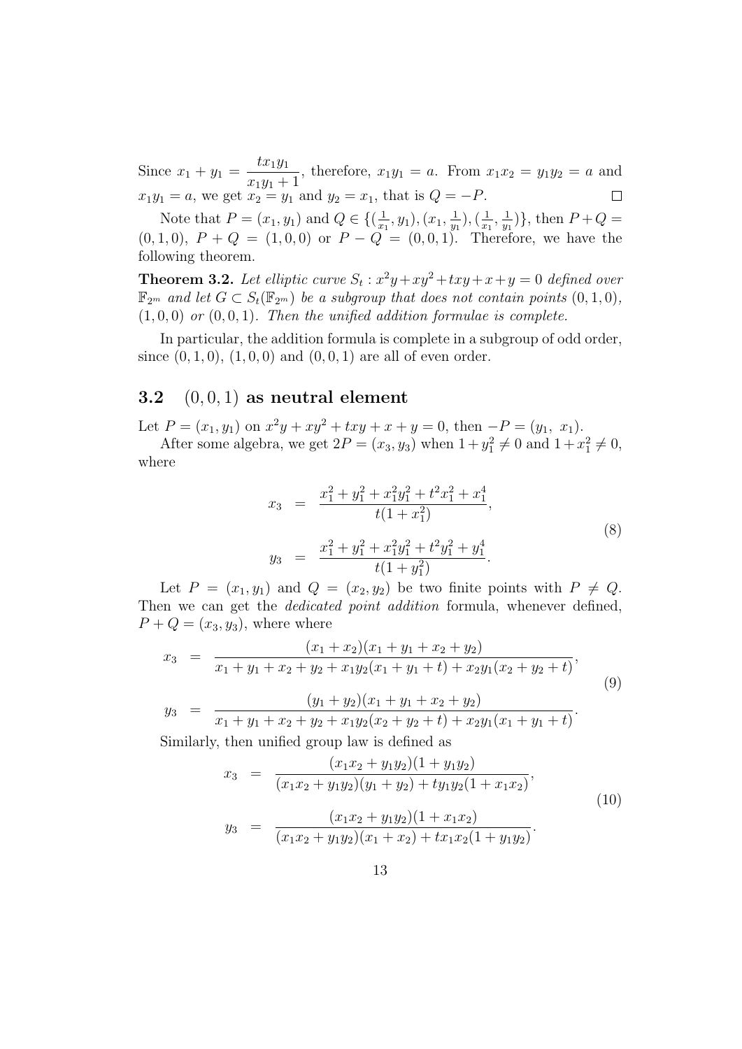Since $x_1 + y_1 = \dfrac{tx_1y_1}{x_1y_1+1}$, therefore, $x_1y_1 = a$. From $x_1x_2 = y_1y_2 = a$ and $x_1y_1 = a$, we get $x_2 = y_1$ and $y_2 = x_1$, that is $Q = -P$. □

Note that $P = (x_1, y_1)$ and $Q \in \{(\frac{1}{x_1}, y_1), (x_1, \frac{1}{y_1}), (\frac{1}{x_1}, \frac{1}{y_1})\}$, then $P+Q = (0, 1, 0)$, $P + Q = (1, 0, 0)$ or $P - Q = (0, 0, 1)$. Therefore, we have the following theorem.

**Theorem 3.2.** *Let elliptic curve $S_t : x^2y+xy^2+txy+x+y = 0$ defined over $\mathbb{F}_{2^m}$ and let $G \subset S_t(\mathbb{F}_{2^m})$ be a subgroup that does not contain points $(0, 1, 0)$, $(1, 0, 0)$ or $(0, 0, 1)$. Then the unified addition formulae is complete.*

In particular, the addition formula is complete in a subgroup of odd order, since $(0, 1, 0)$, $(1, 0, 0)$ and $(0, 0, 1)$ are all of even order.

### 3.2 $(0, 0, 1)$ as neutral element

Let $P = (x_1, y_1)$ on $x^2y + xy^2 + txy + x + y = 0$, then $-P = (y_1,\ x_1)$.

After some algebra, we get $2P = (x_3, y_3)$ when $1+y_1^2 \neq 0$ and $1+x_1^2 \neq 0$, where

$$
\begin{aligned}
x_3 &= \frac{x_1^2 + y_1^2 + x_1^2y_1^2 + t^2x_1^2 + x_1^4}{t(1 + x_1^2)},\\
y_3 &= \frac{x_1^2 + y_1^2 + x_1^2y_1^2 + t^2y_1^2 + y_1^4}{t(1 + y_1^2)}.
\end{aligned} \tag{8}
$$

Let $P = (x_1, y_1)$ and $Q = (x_2, y_2)$ be two finite points with $P \neq Q$. Then we can get the *dedicated point addition* formula, whenever defined, $P + Q = (x_3, y_3)$, where where

$$
\begin{aligned}
x_3 &= \frac{(x_1 + x_2)(x_1 + y_1 + x_2 + y_2)}{x_1 + y_1 + x_2 + y_2 + x_1y_2(x_1 + y_1 + t) + x_2y_1(x_2 + y_2 + t)},\\
y_3 &= \frac{(y_1 + y_2)(x_1 + y_1 + x_2 + y_2)}{x_1 + y_1 + x_2 + y_2 + x_1y_2(x_2 + y_2 + t) + x_2y_1(x_1 + y_1 + t)}.
\end{aligned} \tag{9}
$$

Similarly, then unified group law is defined as

$$
\begin{aligned}
x_3 &= \frac{(x_1x_2 + y_1y_2)(1 + y_1y_2)}{(x_1x_2 + y_1y_2)(y_1 + y_2) + ty_1y_2(1 + x_1x_2)},\\
y_3 &= \frac{(x_1x_2 + y_1y_2)(1 + x_1x_2)}{(x_1x_2 + y_1y_2)(x_1 + x_2) + tx_1x_2(1 + y_1y_2)}.
\end{aligned} \tag{10}
$$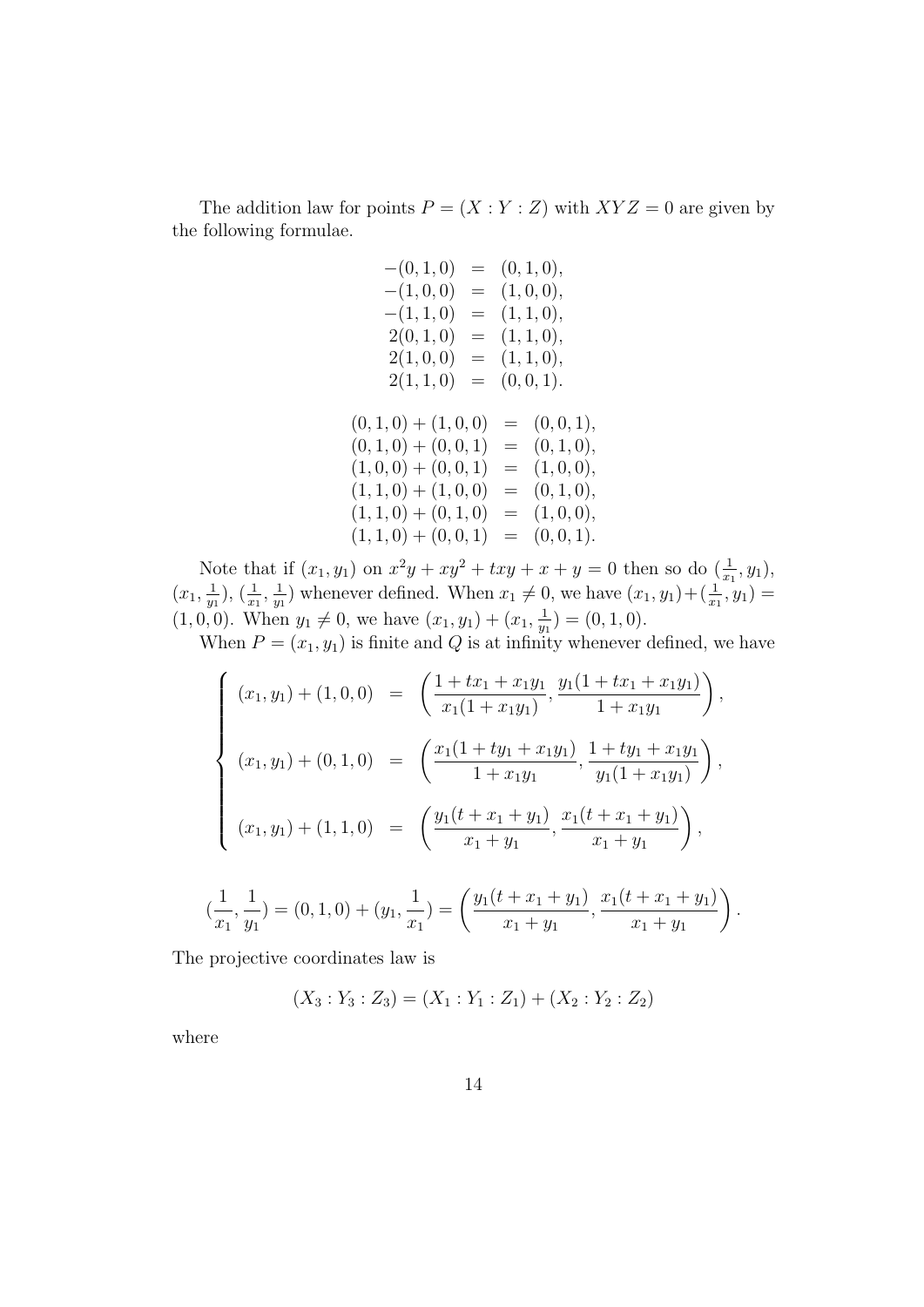The addition law for points $P = (X : Y : Z)$ with $XYZ = 0$ are given by the following formulae.

$$
\begin{aligned}
-(0,1,0) &= (0,1,0),\\
-(1,0,0) &= (1,0,0),\\
-(1,1,0) &= (1,1,0),\\
2(0,1,0) &= (1,1,0),\\
2(1,0,0) &= (1,1,0),\\
2(1,1,0) &= (0,0,1).
\end{aligned}
$$

$$
\begin{aligned}
(0,1,0) + (1,0,0) &= (0,0,1),\\
(0,1,0) + (0,0,1) &= (0,1,0),\\
(1,0,0) + (0,0,1) &= (1,0,0),\\
(1,1,0) + (1,0,0) &= (0,1,0),\\
(1,1,0) + (0,1,0) &= (1,0,0),\\
(1,1,0) + (0,0,1) &= (0,0,1).
\end{aligned}
$$

Note that if $(x_1, y_1)$ on $x^2y + xy^2 + txy + x + y = 0$ then so do $(\frac{1}{x_1}, y_1)$, $(x_1, \frac{1}{y_1})$, $(\frac{1}{x_1}, \frac{1}{y_1})$ whenever defined. When $x_1 \neq 0$, we have $(x_1, y_1) + (\frac{1}{x_1}, y_1) = (1,0,0)$. When $y_1 \neq 0$, we have $(x_1, y_1) + (x_1, \frac{1}{y_1}) = (0,1,0)$.

When $P = (x_1, y_1)$ is finite and $Q$ is at infinity whenever defined, we have

$$
\begin{cases}
(x_1, y_1) + (1,0,0) &= \left( \dfrac{1 + tx_1 + x_1y_1}{x_1(1 + x_1y_1)}, \dfrac{y_1(1 + tx_1 + x_1y_1)}{1 + x_1y_1} \right),\\[2ex]
(x_1, y_1) + (0,1,0) &= \left( \dfrac{x_1(1 + ty_1 + x_1y_1)}{1 + x_1y_1}, \dfrac{1 + ty_1 + x_1y_1}{y_1(1 + x_1y_1)} \right),\\[2ex]
(x_1, y_1) + (1,1,0) &= \left( \dfrac{y_1(t + x_1 + y_1)}{x_1 + y_1}, \dfrac{x_1(t + x_1 + y_1)}{x_1 + y_1} \right),
\end{cases}
$$

$$
(\frac{1}{x_1}, \frac{1}{y_1}) = (0,1,0) + (y_1, \frac{1}{x_1}) = \left( \frac{y_1(t + x_1 + y_1)}{x_1 + y_1}, \frac{x_1(t + x_1 + y_1)}{x_1 + y_1} \right).
$$

The projective coordinates law is

$$
(X_3 : Y_3 : Z_3) = (X_1 : Y_1 : Z_1) + (X_2 : Y_2 : Z_2)
$$

where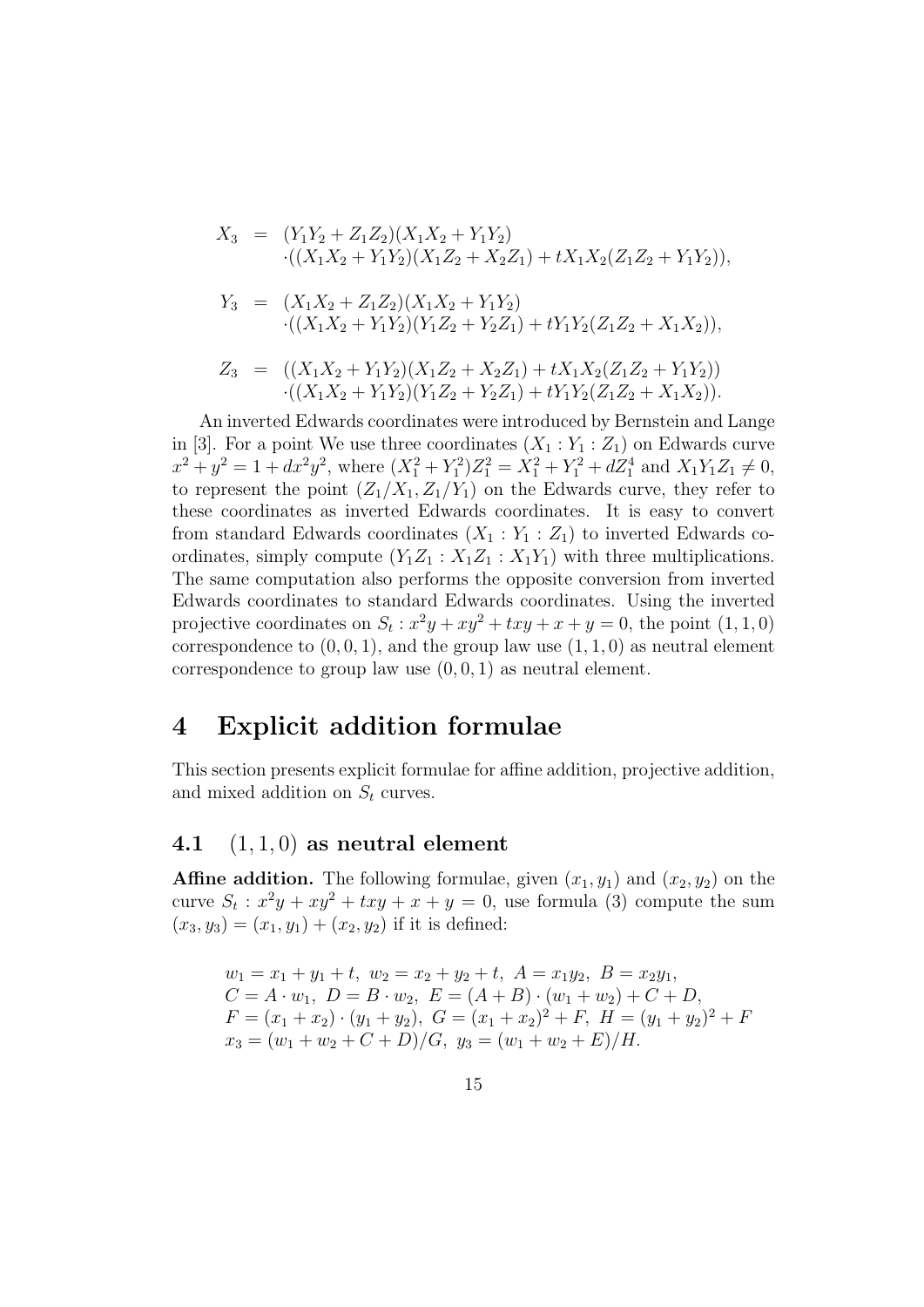$$
\begin{aligned}
X_3 &= (Y_1Y_2 + Z_1Z_2)(X_1X_2 + Y_1Y_2) \\
&\quad \cdot((X_1X_2 + Y_1Y_2)(X_1Z_2 + X_2Z_1) + tX_1X_2(Z_1Z_2 + Y_1Y_2)),
\end{aligned}
$$

$$
\begin{aligned}
Y_3 &= (X_1X_2 + Z_1Z_2)(X_1X_2 + Y_1Y_2) \\
&\quad \cdot((X_1X_2 + Y_1Y_2)(Y_1Z_2 + Y_2Z_1) + tY_1Y_2(Z_1Z_2 + X_1X_2)),
\end{aligned}
$$

$$
\begin{aligned}
Z_3 &= ((X_1X_2 + Y_1Y_2)(X_1Z_2 + X_2Z_1) + tX_1X_2(Z_1Z_2 + Y_1Y_2)) \\
&\quad \cdot((X_1X_2 + Y_1Y_2)(Y_1Z_2 + Y_2Z_1) + tY_1Y_2(Z_1Z_2 + X_1X_2)).
\end{aligned}
$$

An inverted Edwards coordinates were introduced by Bernstein and Lange in [3]. For a point We use three coordinates $(X_1 : Y_1 : Z_1)$ on Edwards curve $x^2 + y^2 = 1 + dx^2y^2$, where $(X_1^2 + Y_1^2)Z_1^2 = X_1^2 + Y_1^2 + dZ_1^4$ and $X_1Y_1Z_1 \neq 0$, to represent the point $(Z_1/X_1, Z_1/Y_1)$ on the Edwards curve, they refer to these coordinates as inverted Edwards coordinates. It is easy to convert from standard Edwards coordinates $(X_1 : Y_1 : Z_1)$ to inverted Edwards coordinates, simply compute $(Y_1Z_1 : X_1Z_1 : X_1Y_1)$ with three multiplications. The same computation also performs the opposite conversion from inverted Edwards coordinates to standard Edwards coordinates. Using the inverted projective coordinates on $S_t : x^2y + xy^2 + txy + x + y = 0$, the point $(1, 1, 0)$ correspondence to $(0, 0, 1)$, and the group law use $(1, 1, 0)$ as neutral element correspondence to group law use $(0, 0, 1)$ as neutral element.

# 4 Explicit addition formulae

This section presents explicit formulae for affine addition, projective addition, and mixed addition on $S_t$ curves.

## 4.1 $(1, 1, 0)$ as neutral element

**Affine addition.** The following formulae, given $(x_1, y_1)$ and $(x_2, y_2)$ on the curve $S_t : x^2y + xy^2 + txy + x + y = 0$, use formula (3) compute the sum $(x_3, y_3) = (x_1, y_1) + (x_2, y_2)$ if it is defined:

$w_1 = x_1 + y_1 + t,\ w_2 = x_2 + y_2 + t,\ A = x_1y_2,\ B = x_2y_1,$
$C = A \cdot w_1,\ D = B \cdot w_2,\ E = (A + B) \cdot (w_1 + w_2) + C + D,$
$F = (x_1 + x_2) \cdot (y_1 + y_2),\ G = (x_1 + x_2)^2 + F,\ H = (y_1 + y_2)^2 + F$
$x_3 = (w_1 + w_2 + C + D)/G,\ y_3 = (w_1 + w_2 + E)/H.$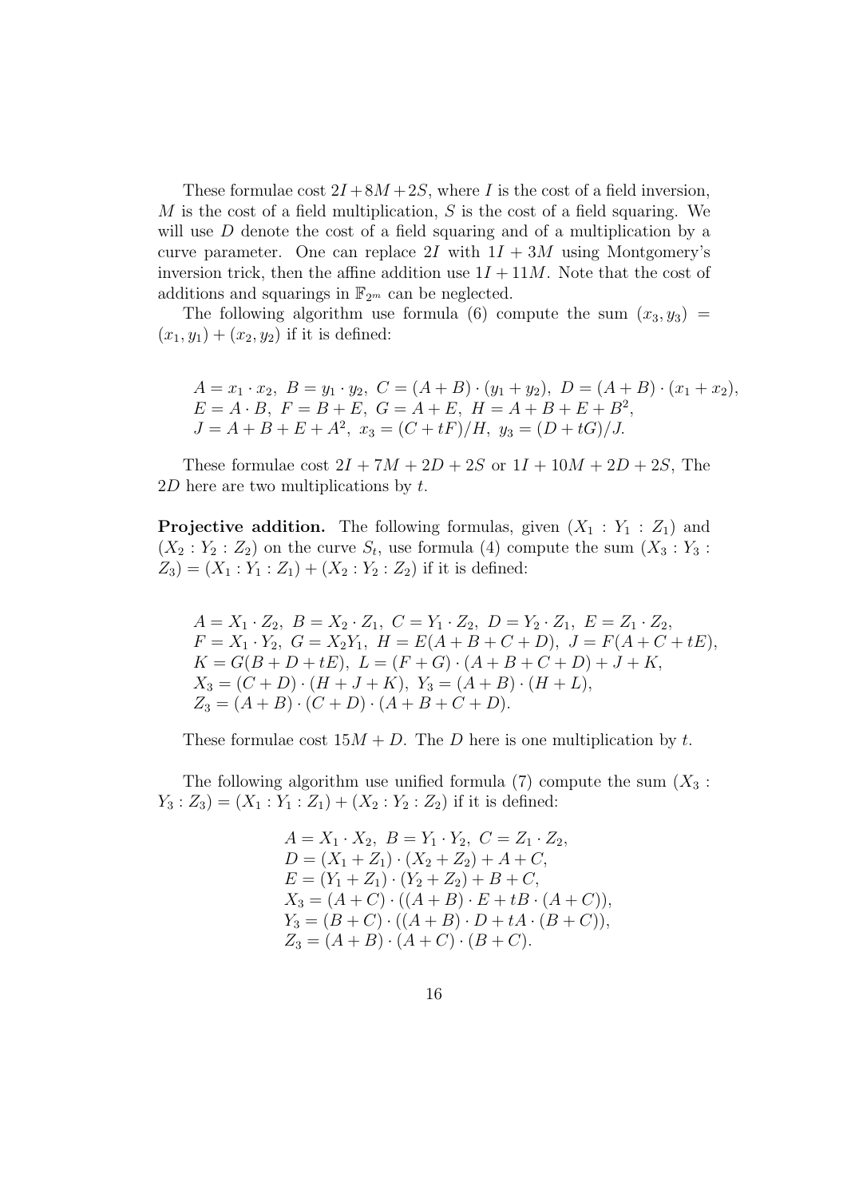These formulae cost $2I+8M+2S$, where $I$ is the cost of a field inversion, $M$ is the cost of a field multiplication, $S$ is the cost of a field squaring. We will use $D$ denote the cost of a field squaring and of a multiplication by a curve parameter. One can replace $2I$ with $1I+3M$ using Montgomery's inversion trick, then the affine addition use $1I+11M$. Note that the cost of additions and squarings in $\mathbb{F}_{2^m}$ can be neglected.

The following algorithm use formula (6) compute the sum $(x_3, y_3) = (x_1, y_1) + (x_2, y_2)$ if it is defined:

$$
\begin{aligned}
&A = x_1 \cdot x_2,\ B = y_1 \cdot y_2,\ C = (A+B) \cdot (y_1 + y_2),\ D = (A+B) \cdot (x_1 + x_2),\\
&E = A \cdot B,\ F = B + E,\ G = A + E,\ H = A + B + E + B^2,\\
&J = A + B + E + A^2,\ x_3 = (C + tF)/H,\ y_3 = (D + tG)/J.
\end{aligned}
$$

These formulae cost $2I + 7M + 2D + 2S$ or $1I + 10M + 2D + 2S$, The $2D$ here are two multiplications by $t$.

**Projective addition.** The following formulas, given $(X_1 : Y_1 : Z_1)$ and $(X_2 : Y_2 : Z_2)$ on the curve $S_t$, use formula (4) compute the sum $(X_3 : Y_3 : Z_3) = (X_1 : Y_1 : Z_1) + (X_2 : Y_2 : Z_2)$ if it is defined:

$$
\begin{aligned}
&A = X_1 \cdot Z_2,\ B = X_2 \cdot Z_1,\ C = Y_1 \cdot Z_2,\ D = Y_2 \cdot Z_1,\ E = Z_1 \cdot Z_2,\\
&F = X_1 \cdot Y_2,\ G = X_2 Y_1,\ H = E(A+B+C+D),\ J = F(A+C+tE),\\
&K = G(B+D+tE),\ L = (F+G) \cdot (A+B+C+D) + J + K,\\
&X_3 = (C+D) \cdot (H+J+K),\ Y_3 = (A+B) \cdot (H+L),\\
&Z_3 = (A+B) \cdot (C+D) \cdot (A+B+C+D).
\end{aligned}
$$

These formulae cost $15M + D$. The $D$ here is one multiplication by $t$.

The following algorithm use unified formula (7) compute the sum $(X_3 : Y_3 : Z_3) = (X_1 : Y_1 : Z_1) + (X_2 : Y_2 : Z_2)$ if it is defined:

$$
\begin{aligned}
&A = X_1 \cdot X_2,\ B = Y_1 \cdot Y_2,\ C = Z_1 \cdot Z_2,\\
&D = (X_1 + Z_1) \cdot (X_2 + Z_2) + A + C,\\
&E = (Y_1 + Z_1) \cdot (Y_2 + Z_2) + B + C,\\
&X_3 = (A+C) \cdot ((A+B) \cdot E + tB \cdot (A+C)),\\
&Y_3 = (B+C) \cdot ((A+B) \cdot D + tA \cdot (B+C)),\\
&Z_3 = (A+B) \cdot (A+C) \cdot (B+C).
\end{aligned}
$$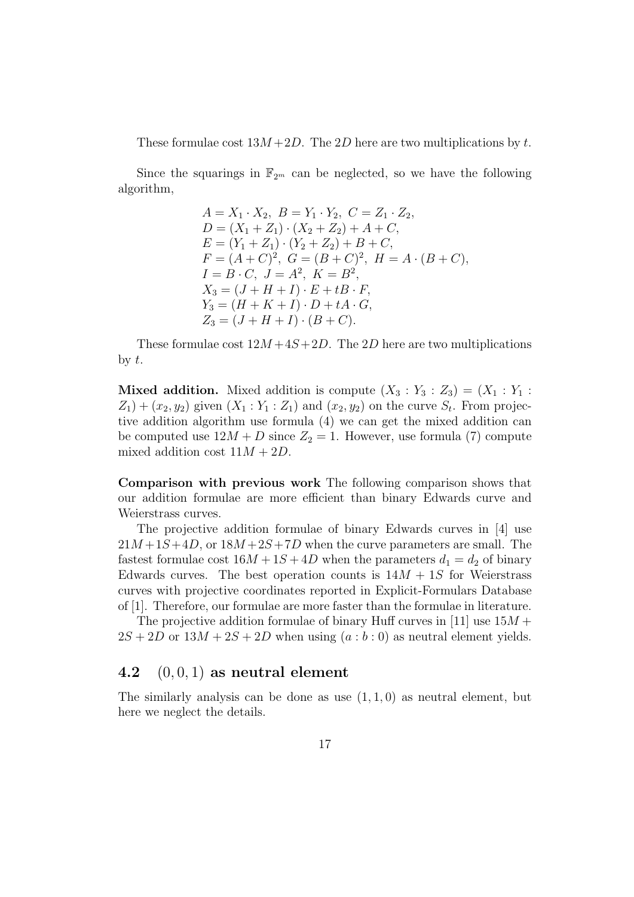These formulae cost $13M + 2D$. The $2D$ here are two multiplications by $t$.

Since the squarings in $\mathbb{F}_{2^m}$ can be neglected, so we have the following algorithm,

$$
\begin{aligned}
&A = X_1 \cdot X_2,\ B = Y_1 \cdot Y_2,\ C = Z_1 \cdot Z_2,\\
&D = (X_1 + Z_1) \cdot (X_2 + Z_2) + A + C,\\
&E = (Y_1 + Z_1) \cdot (Y_2 + Z_2) + B + C,\\
&F = (A + C)^2,\ G = (B + C)^2,\ H = A \cdot (B + C),\\
&I = B \cdot C,\ J = A^2,\ K = B^2,\\
&X_3 = (J + H + I) \cdot E + tB \cdot F,\\
&Y_3 = (H + K + I) \cdot D + tA \cdot G,\\
&Z_3 = (J + H + I) \cdot (B + C).
\end{aligned}
$$

These formulae cost $12M + 4S + 2D$. The $2D$ here are two multiplications by $t$.

**Mixed addition.** Mixed addition is compute $(X_3 : Y_3 : Z_3) = (X_1 : Y_1 : Z_1) + (x_2, y_2)$ given $(X_1 : Y_1 : Z_1)$ and $(x_2, y_2)$ on the curve $S_t$. From projective addition algorithm use formula (4) we can get the mixed addition can be computed use $12M + D$ since $Z_2 = 1$. However, use formula (7) compute mixed addition cost $11M + 2D$.

**Comparison with previous work** The following comparison shows that our addition formulae are more efficient than binary Edwards curve and Weierstrass curves.

The projective addition formulae of binary Edwards curves in [4] use $21M + 1S + 4D$, or $18M + 2S + 7D$ when the curve parameters are small. The fastest formulae cost $16M + 1S + 4D$ when the parameters $d_1 = d_2$ of binary Edwards curves. The best operation counts is $14M + 1S$ for Weierstrass curves with projective coordinates reported in Explicit-Formulars Database of [1]. Therefore, our formulae are more faster than the formulae in literature.

The projective addition formulae of binary Huff curves in [11] use $15M + 2S + 2D$ or $13M + 2S + 2D$ when using $(a : b : 0)$ as neutral element yields.

### 4.2 $(0, 0, 1)$ as neutral element

The similarly analysis can be done as use $(1, 1, 0)$ as neutral element, but here we neglect the details.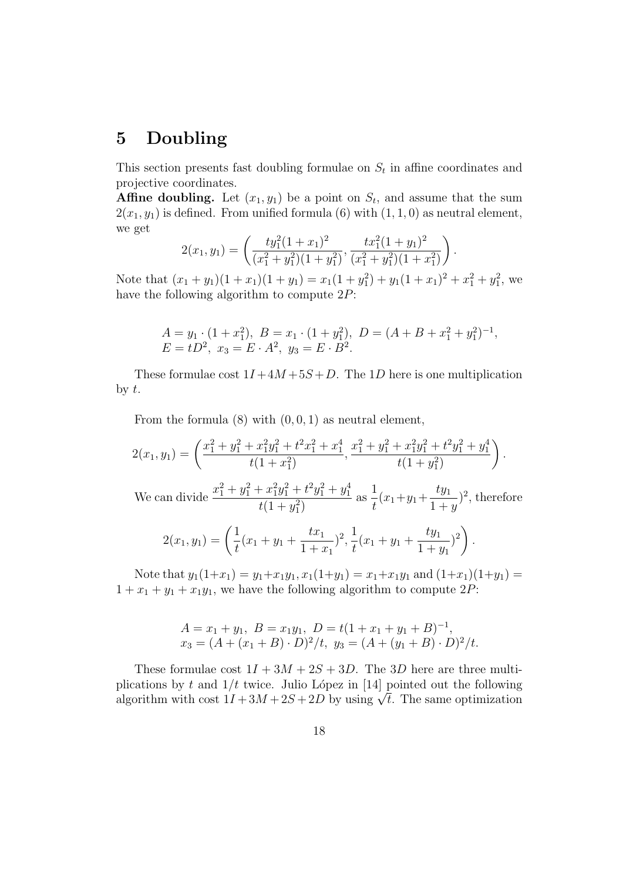# 5 Doubling

This section presents fast doubling formulae on $S_t$ in affine coordinates and projective coordinates.

**Affine doubling.** Let $(x_1, y_1)$ be a point on $S_t$, and assume that the sum $2(x_1, y_1)$ is defined. From unified formula (6) with $(1, 1, 0)$ as neutral element, we get

$$2(x_1, y_1) = \left( \frac{ty_1^2(1 + x_1)^2}{(x_1^2 + y_1^2)(1 + y_1^2)}, \frac{tx_1^2(1 + y_1)^2}{(x_1^2 + y_1^2)(1 + x_1^2)} \right).$$

Note that $(x_1 + y_1)(1 + x_1)(1 + y_1) = x_1(1 + y_1^2) + y_1(1 + x_1)^2 + x_1^2 + y_1^2$, we have the following algorithm to compute $2P$:

$$A = y_1 \cdot (1 + x_1^2),\ B = x_1 \cdot (1 + y_1^2),\ D = (A + B + x_1^2 + y_1^2)^{-1},$$
$$E = tD^2,\ x_3 = E \cdot A^2,\ y_3 = E \cdot B^2.$$

These formulae cost $1I + 4M + 5S + D$. The $1D$ here is one multiplication by $t$.

From the formula (8) with $(0, 0, 1)$ as neutral element,

$$2(x_1, y_1) = \left( \frac{x_1^2 + y_1^2 + x_1^2 y_1^2 + t^2 x_1^2 + x_1^4}{t(1 + x_1^2)}, \frac{x_1^2 + y_1^2 + x_1^2 y_1^2 + t^2 y_1^2 + y_1^4}{t(1 + y_1^2)} \right).$$

We can divide $\frac{x_1^2 + y_1^2 + x_1^2 y_1^2 + t^2 y_1^2 + y_1^4}{t(1 + y_1^2)}$ as $\frac{1}{t}(x_1 + y_1 + \frac{ty_1}{1 + y})^2$, therefore

$$2(x_1, y_1) = \left( \frac{1}{t}(x_1 + y_1 + \frac{tx_1}{1 + x_1})^2, \frac{1}{t}(x_1 + y_1 + \frac{ty_1}{1 + y_1})^2 \right).$$

Note that $y_1(1+x_1) = y_1+x_1y_1, x_1(1+y_1) = x_1+x_1y_1$ and $(1+x_1)(1+y_1) = 1 + x_1 + y_1 + x_1 y_1$, we have the following algorithm to compute $2P$:

$$A = x_1 + y_1,\ B = x_1 y_1,\ D = t(1 + x_1 + y_1 + B)^{-1},$$
$$x_3 = (A + (x_1 + B) \cdot D)^2/t,\ y_3 = (A + (y_1 + B) \cdot D)^2/t.$$

These formulae cost $1I + 3M + 2S + 3D$. The $3D$ here are three multiplications by $t$ and $1/t$ twice. Julio López in [14] pointed out the following algorithm with cost $1I + 3M + 2S + 2D$ by using $\sqrt{t}$. The same optimization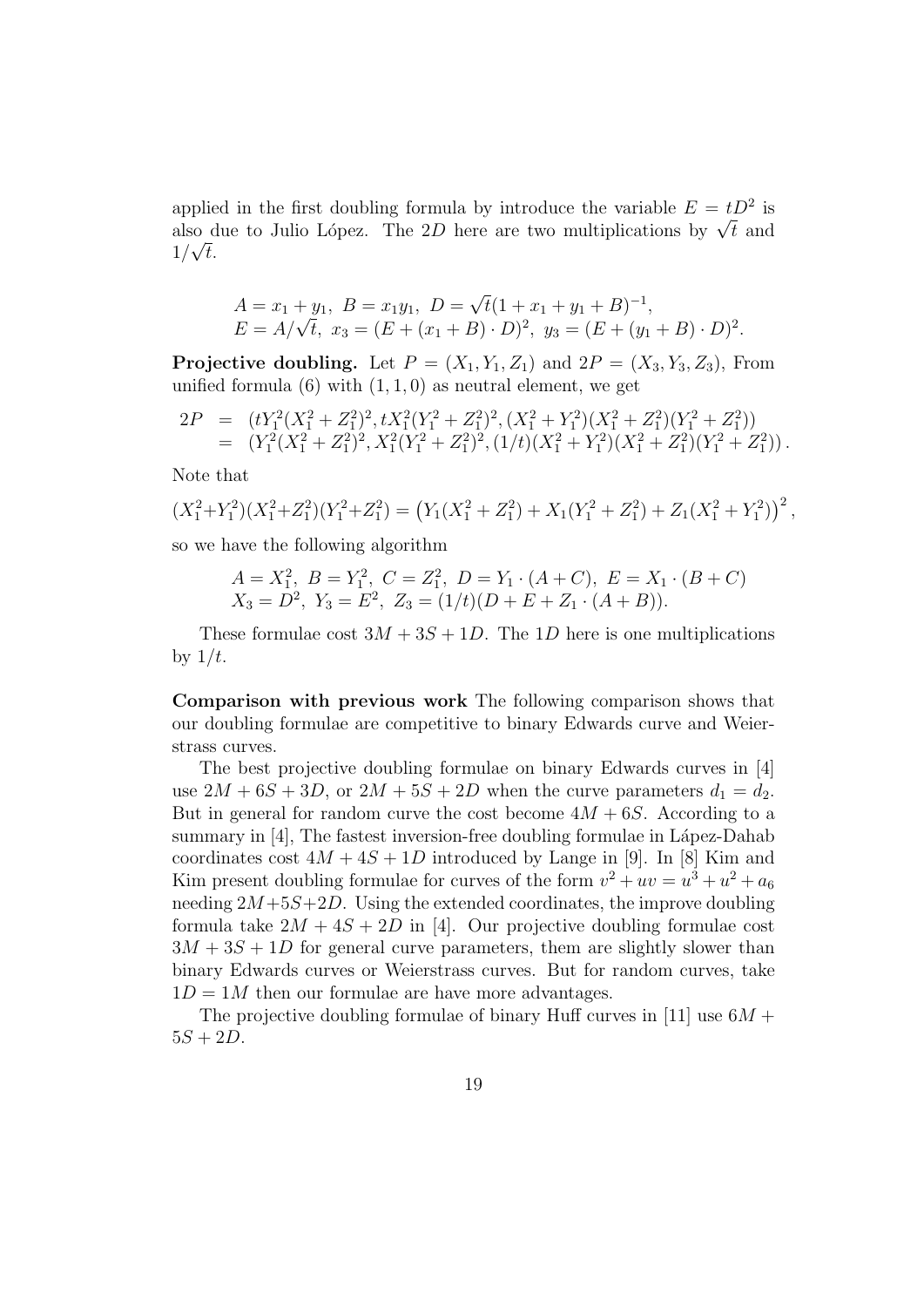applied in the first doubling formula by introduce the variable $E = tD^2$ is also due to Julio López. The $2D$ here are two multiplications by $\sqrt{t}$ and $1/\sqrt{t}$.

$$\begin{array}{l} A = x_1 + y_1,\ B = x_1 y_1,\ D = \sqrt{t}(1 + x_1 + y_1 + B)^{-1}, \\ E = A/\sqrt{t},\ x_3 = (E + (x_1 + B) \cdot D)^2,\ y_3 = (E + (y_1 + B) \cdot D)^2. \end{array}$$

**Projective doubling.** Let $P = (X_1, Y_1, Z_1)$ and $2P = (X_3, Y_3, Z_3)$, From unified formula (6) with $(1, 1, 0)$ as neutral element, we get

$$\begin{aligned} 2P &= (tY_1^2(X_1^2 + Z_1^2)^2, tX_1^2(Y_1^2 + Z_1^2)^2, (X_1^2 + Y_1^2)(X_1^2 + Z_1^2)(Y_1^2 + Z_1^2)) \\ &= (Y_1^2(X_1^2 + Z_1^2)^2, X_1^2(Y_1^2 + Z_1^2)^2, (1/t)(X_1^2 + Y_1^2)(X_1^2 + Z_1^2)(Y_1^2 + Z_1^2)). \end{aligned}$$

Note that

$$(X_1^2+Y_1^2)(X_1^2+Z_1^2)(Y_1^2+Z_1^2) = \left(Y_1(X_1^2 + Z_1^2) + X_1(Y_1^2 + Z_1^2) + Z_1(X_1^2 + Y_1^2)\right)^2,$$

so we have the following algorithm

$$\begin{array}{l} A = X_1^2,\ B = Y_1^2,\ C = Z_1^2,\ D = Y_1 \cdot (A + C),\ E = X_1 \cdot (B + C) \\ X_3 = D^2,\ Y_3 = E^2,\ Z_3 = (1/t)(D + E + Z_1 \cdot (A + B)). \end{array}$$

These formulae cost $3M + 3S + 1D$. The $1D$ here is one multiplications by $1/t$.

**Comparison with previous work** The following comparison shows that our doubling formulae are competitive to binary Edwards curve and Weierstrass curves.

The best projective doubling formulae on binary Edwards curves in [4] use $2M + 6S + 3D$, or $2M + 5S + 2D$ when the curve parameters $d_1 = d_2$. But in general for random curve the cost become $4M + 6S$. According to a summary in [4], The fastest inversion-free doubling formulae in Lápez-Dahab coordinates cost $4M + 4S + 1D$ introduced by Lange in [9]. In [8] Kim and Kim present doubling formulae for curves of the form $v^2 + uv = u^3 + u^2 + a_6$ needing $2M+5S+2D$. Using the extended coordinates, the improve doubling formula take $2M + 4S + 2D$ in [4]. Our projective doubling formulae cost $3M + 3S + 1D$ for general curve parameters, them are slightly slower than binary Edwards curves or Weierstrass curves. But for random curves, take $1D = 1M$ then our formulae are have more advantages.

The projective doubling formulae of binary Huff curves in [11] use $6M + 5S + 2D$.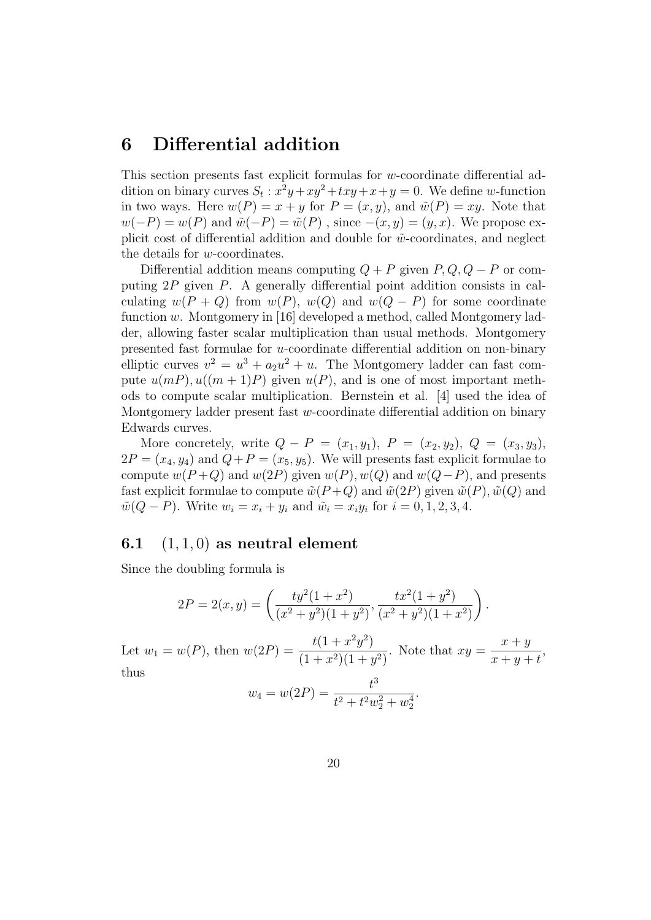## 6 Differential addition

This section presents fast explicit formulas for $w$-coordinate differential addition on binary curves $S_t : x^2y+xy^2+txy+x+y=0$. We define $w$-function in two ways. Here $w(P)=x+y$ for $P=(x,y)$, and $\tilde{w}(P)=xy$. Note that $w(-P)=w(P)$ and $\tilde{w}(-P)=\tilde{w}(P)$ , since $-(x,y)=(y,x)$. We propose explicit cost of differential addition and double for $\tilde{w}$-coordinates, and neglect the details for $w$-coordinates.

Differential addition means computing $Q+P$ given $P,Q,Q-P$ or computing $2P$ given $P$. A generally differential point addition consists in calculating $w(P+Q)$ from $w(P)$, $w(Q)$ and $w(Q-P)$ for some coordinate function $w$. Montgomery in [16] developed a method, called Montgomery ladder, allowing faster scalar multiplication than usual methods. Montgomery presented fast formulae for $u$-coordinate differential addition on non-binary elliptic curves $v^2=u^3+a_2u^2+u$. The Montgomery ladder can fast compute $u(mP), u((m+1)P)$ given $u(P)$, and is one of most important methods to compute scalar multiplication. Bernstein et al. [4] used the idea of Montgomery ladder present fast $w$-coordinate differential addition on binary Edwards curves.

More concretely, write $Q-P=(x_1,y_1)$, $P=(x_2,y_2)$, $Q=(x_3,y_3)$, $2P=(x_4,y_4)$ and $Q+P=(x_5,y_5)$. We will presents fast explicit formulae to compute $w(P+Q)$ and $w(2P)$ given $w(P), w(Q)$ and $w(Q-P)$, and presents fast explicit formulae to compute $\tilde{w}(P+Q)$ and $\tilde{w}(2P)$ given $\tilde{w}(P), \tilde{w}(Q)$ and $\tilde{w}(Q-P)$. Write $w_i=x_i+y_i$ and $\tilde{w}_i=x_iy_i$ for $i=0,1,2,3,4$.

### 6.1 $(1,1,0)$ as neutral element

Since the doubling formula is

$$2P=2(x,y)=\left(\frac{ty^2(1+x^2)}{(x^2+y^2)(1+y^2)}, \frac{tx^2(1+y^2)}{(x^2+y^2)(1+x^2)}\right).$$

Let $w_1=w(P)$, then $w(2P)=\dfrac{t(1+x^2y^2)}{(1+x^2)(1+y^2)}$. Note that $xy=\dfrac{x+y}{x+y+t}$, thus

$$w_4=w(2P)=\frac{t^3}{t^2+t^2w_2^2+w_2^4}.$$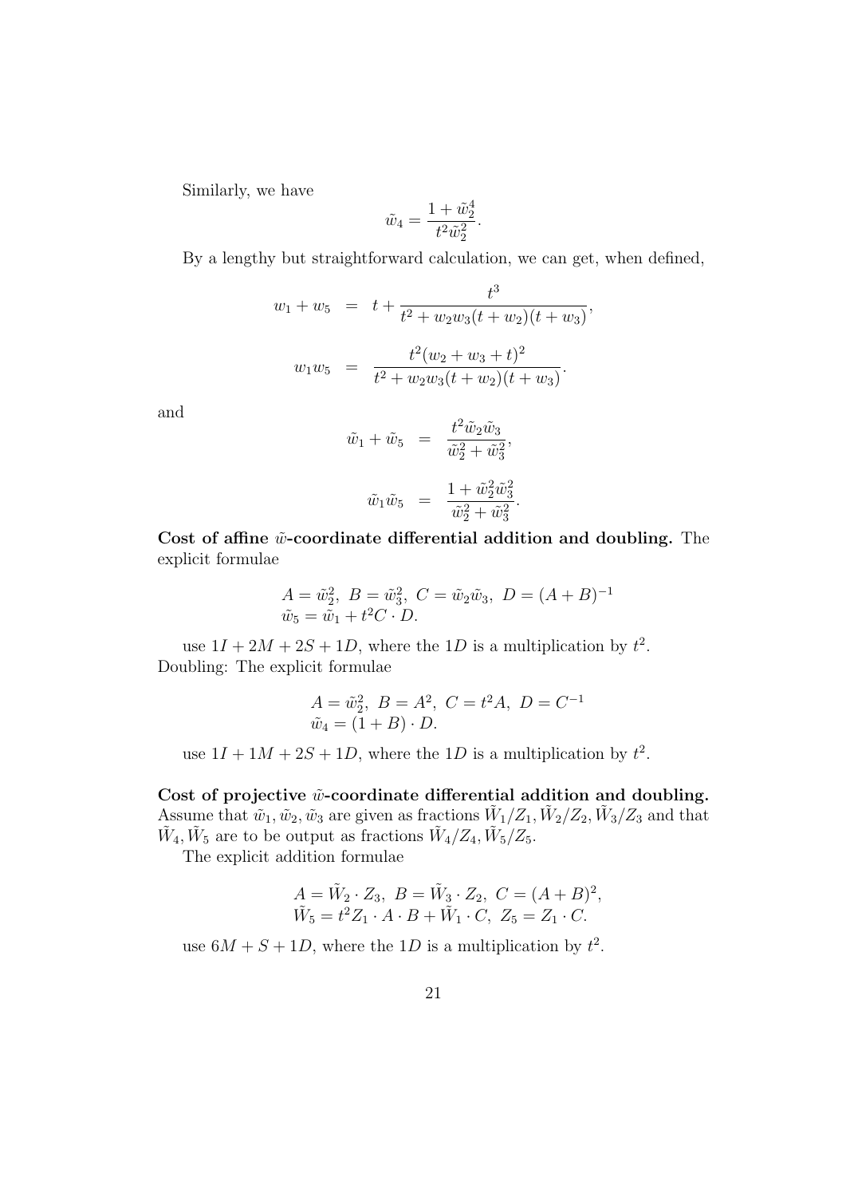Similarly, we have

$$\tilde{w}_4 = \frac{1 + \tilde{w}_2^4}{t^2 \tilde{w}_2^2}.$$

By a lengthy but straightforward calculation, we can get, when defined,

$$\begin{aligned} w_1 + w_5 &= t + \frac{t^3}{t^2 + w_2 w_3 (t + w_2)(t + w_3)}, \\ w_1 w_5 &= \frac{t^2 (w_2 + w_3 + t)^2}{t^2 + w_2 w_3 (t + w_2)(t + w_3)}. \end{aligned}$$

and

$$\begin{aligned} \tilde{w}_1 + \tilde{w}_5 &= \frac{t^2 \tilde{w}_2 \tilde{w}_3}{\tilde{w}_2^2 + \tilde{w}_3^2}, \\ \tilde{w}_1 \tilde{w}_5 &= \frac{1 + \tilde{w}_2^2 \tilde{w}_3^2}{\tilde{w}_2^2 + \tilde{w}_3^2}. \end{aligned}$$

**Cost of affine $\tilde{w}$-coordinate differential addition and doubling.** The explicit formulae

$$\begin{aligned} &A = \tilde{w}_2^2,\ B = \tilde{w}_3^2,\ C = \tilde{w}_2 \tilde{w}_3,\ D = (A + B)^{-1} \\ &\tilde{w}_5 = \tilde{w}_1 + t^2 C \cdot D. \end{aligned}$$

use $1I + 2M + 2S + 1D$, where the $1D$ is a multiplication by $t^2$.
Doubling: The explicit formulae

$$\begin{aligned} &A = \tilde{w}_2^2,\ B = A^2,\ C = t^2 A,\ D = C^{-1} \\ &\tilde{w}_4 = (1 + B) \cdot D. \end{aligned}$$

use $1I + 1M + 2S + 1D$, where the $1D$ is a multiplication by $t^2$.

**Cost of projective $\tilde{w}$-coordinate differential addition and doubling.** Assume that $\tilde{w}_1, \tilde{w}_2, \tilde{w}_3$ are given as fractions $\tilde{W}_1/Z_1, \tilde{W}_2/Z_2, \tilde{W}_3/Z_3$ and that $\tilde{W}_4, \tilde{W}_5$ are to be output as fractions $\tilde{W}_4/Z_4, \tilde{W}_5/Z_5$.

The explicit addition formulae

$$\begin{aligned} &A = \tilde{W}_2 \cdot Z_3,\ B = \tilde{W}_3 \cdot Z_2,\ C = (A + B)^2, \\ &\tilde{W}_5 = t^2 Z_1 \cdot A \cdot B + \tilde{W}_1 \cdot C,\ Z_5 = Z_1 \cdot C. \end{aligned}$$

use $6M + S + 1D$, where the $1D$ is a multiplication by $t^2$.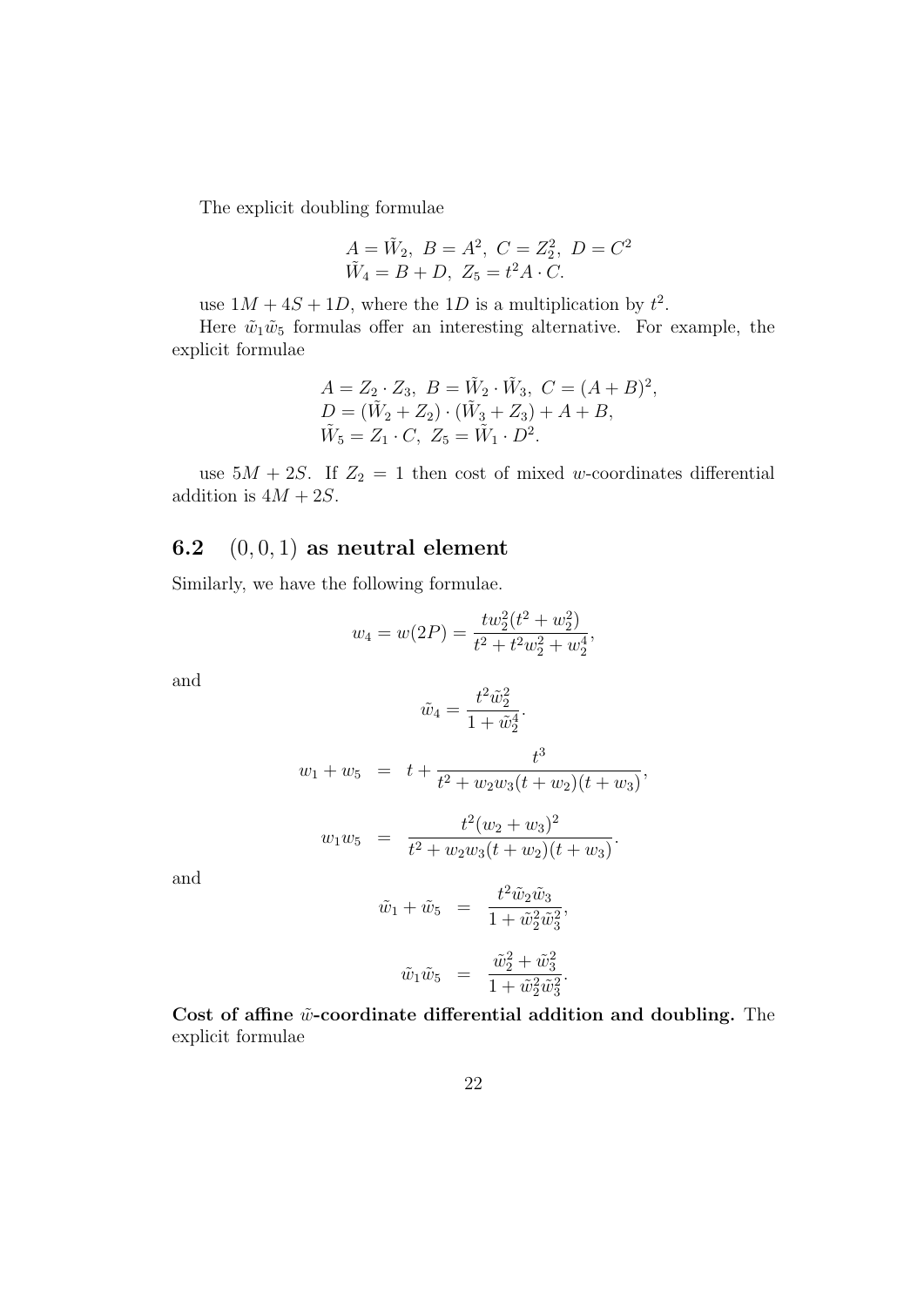The explicit doubling formulae

$$
\begin{aligned}
&A = \tilde{W}_2,\ B = A^2,\ C = Z_2^2,\ D = C^2 \\
&\tilde{W}_4 = B + D,\ Z_5 = t^2 A \cdot C.
\end{aligned}
$$

use $1M + 4S + 1D$, where the $1D$ is a multiplication by $t^2$.

Here $\tilde{w}_1\tilde{w}_5$ formulas offer an interesting alternative. For example, the explicit formulae

$$
\begin{aligned}
&A = Z_2 \cdot Z_3,\ B = \tilde{W}_2 \cdot \tilde{W}_3,\ C = (A + B)^2, \\
&D = (\tilde{W}_2 + Z_2) \cdot (\tilde{W}_3 + Z_3) + A + B, \\
&\tilde{W}_5 = Z_1 \cdot C,\ Z_5 = \tilde{W}_1 \cdot D^2.
\end{aligned}
$$

use $5M + 2S$. If $Z_2 = 1$ then cost of mixed $w$-coordinates differential addition is $4M + 2S$.

## 6.2 $(0, 0, 1)$ as neutral element

Similarly, we have the following formulae.

$$
w_4 = w(2P) = \frac{tw_2^2(t^2 + w_2^2)}{t^2 + t^2 w_2^2 + w_2^4},
$$

and

$$
\tilde{w}_4 = \frac{t^2 \tilde{w}_2^2}{1 + \tilde{w}_2^4}.
$$

$$
\begin{aligned}
w_1 + w_5 &= t + \frac{t^3}{t^2 + w_2 w_3 (t + w_2)(t + w_3)}, \\
w_1 w_5 &= \frac{t^2 (w_2 + w_3)^2}{t^2 + w_2 w_3 (t + w_2)(t + w_3)}.
\end{aligned}
$$

and

$$
\begin{aligned}
\tilde{w}_1 + \tilde{w}_5 &= \frac{t^2 \tilde{w}_2 \tilde{w}_3}{1 + \tilde{w}_2^2 \tilde{w}_3^2}, \\
\tilde{w}_1 \tilde{w}_5 &= \frac{\tilde{w}_2^2 + \tilde{w}_3^2}{1 + \tilde{w}_2^2 \tilde{w}_3^2}.
\end{aligned}
$$

**Cost of affine $\tilde{w}$-coordinate differential addition and doubling.** The explicit formulae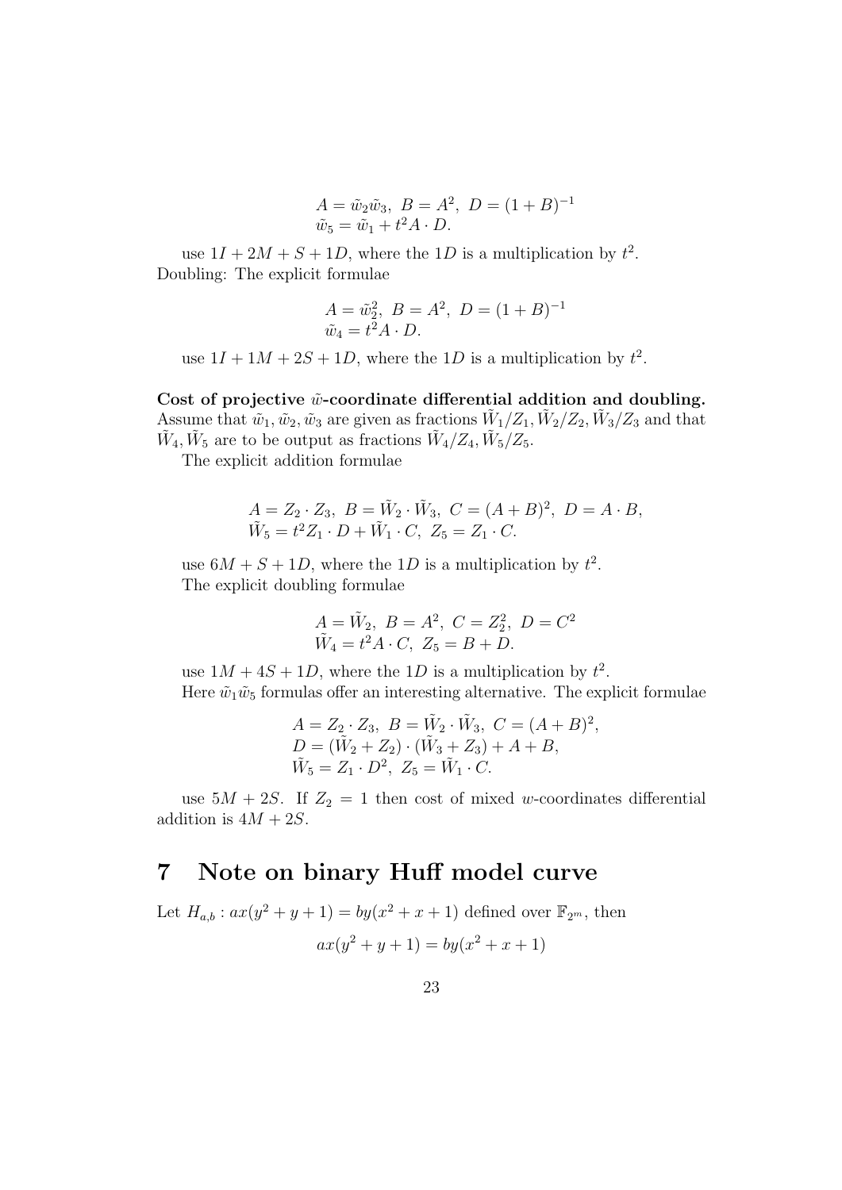$$
\begin{aligned}
&A = \tilde{w}_2\tilde{w}_3,\ B = A^2,\ D = (1+B)^{-1}\\
&\tilde{w}_5 = \tilde{w}_1 + t^2 A \cdot D.
\end{aligned}
$$

use $1I + 2M + S + 1D$, where the $1D$ is a multiplication by $t^2$.

Doubling: The explicit formulae

$$
\begin{aligned}
&A = \tilde{w}_2^2,\ B = A^2,\ D = (1+B)^{-1}\\
&\tilde{w}_4 = t^2 A \cdot D.
\end{aligned}
$$

use $1I + 1M + 2S + 1D$, where the $1D$ is a multiplication by $t^2$.

**Cost of projective $\tilde{w}$-coordinate differential addition and doubling.** Assume that $\tilde{w}_1, \tilde{w}_2, \tilde{w}_3$ are given as fractions $\tilde{W}_1/Z_1, \tilde{W}_2/Z_2, \tilde{W}_3/Z_3$ and that $\tilde{W}_4, \tilde{W}_5$ are to be output as fractions $\tilde{W}_4/Z_4, \tilde{W}_5/Z_5$.

The explicit addition formulae

$$
\begin{aligned}
&A = Z_2 \cdot Z_3,\ B = \tilde{W}_2 \cdot \tilde{W}_3,\ C = (A+B)^2,\ D = A \cdot B,\\
&\tilde{W}_5 = t^2 Z_1 \cdot D + \tilde{W}_1 \cdot C,\ Z_5 = Z_1 \cdot C.
\end{aligned}
$$

use $6M + S + 1D$, where the $1D$ is a multiplication by $t^2$.

The explicit doubling formulae

$$
\begin{aligned}
&A = \tilde{W}_2,\ B = A^2,\ C = Z_2^2,\ D = C^2\\
&\tilde{W}_4 = t^2 A \cdot C,\ Z_5 = B + D.
\end{aligned}
$$

use $1M + 4S + 1D$, where the $1D$ is a multiplication by $t^2$.

Here $\tilde{w}_1\tilde{w}_5$ formulas offer an interesting alternative. The explicit formulae

$$
\begin{aligned}
&A = Z_2 \cdot Z_3,\ B = \tilde{W}_2 \cdot \tilde{W}_3,\ C = (A+B)^2,\\
&D = (\tilde{W}_2 + Z_2) \cdot (\tilde{W}_3 + Z_3) + A + B,\\
&\tilde{W}_5 = Z_1 \cdot D^2,\ Z_5 = \tilde{W}_1 \cdot C.
\end{aligned}
$$

use $5M + 2S$. If $Z_2 = 1$ then cost of mixed $w$-coordinates differential addition is $4M + 2S$.

# 7 Note on binary Huff model curve

Let $H_{a,b} : ax(y^2 + y + 1) = by(x^2 + x + 1)$ defined over $\mathbb{F}_{2^m}$, then

$$
ax(y^2 + y + 1) = by(x^2 + x + 1)
$$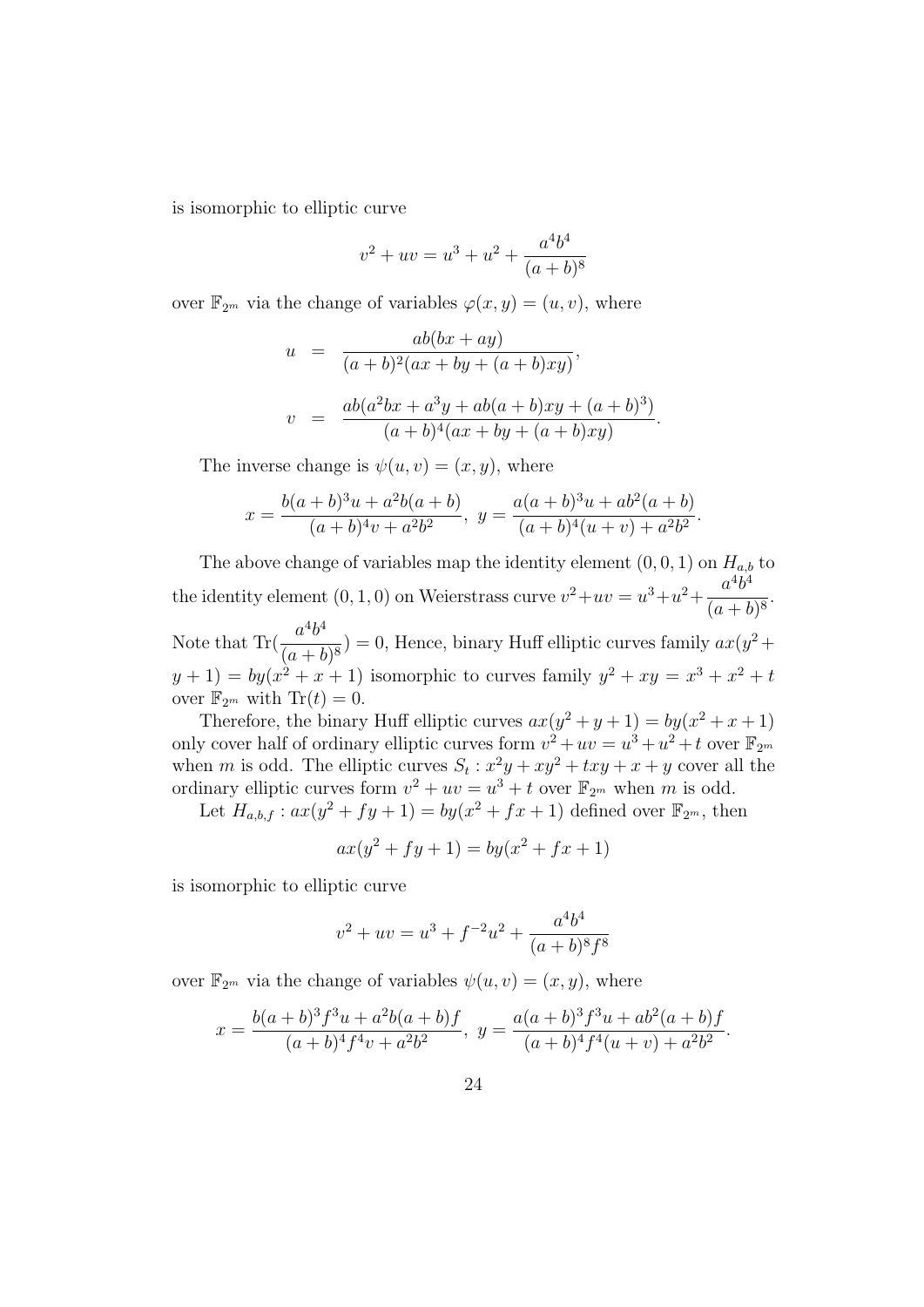is isomorphic to elliptic curve

$$v^2 + uv = u^3 + u^2 + \frac{a^4b^4}{(a+b)^8}$$

over $\mathbb{F}_{2^m}$ via the change of variables $\varphi(x, y) = (u, v)$, where

$$\begin{aligned} u &= \frac{ab(bx + ay)}{(a+b)^2(ax + by + (a+b)xy)}, \\ v &= \frac{ab(a^2bx + a^3y + ab(a+b)xy + (a+b)^3)}{(a+b)^4(ax + by + (a+b)xy)}. \end{aligned}$$

The inverse change is $\psi(u, v) = (x, y)$, where

$$x = \frac{b(a+b)^3u + a^2b(a+b)}{(a+b)^4v + a^2b^2}, \; y = \frac{a(a+b)^3u + ab^2(a+b)}{(a+b)^4(u+v) + a^2b^2}.$$

The above change of variables map the identity element $(0, 0, 1)$ on $H_{a,b}$ to the identity element $(0, 1, 0)$ on Weierstrass curve $v^2+uv = u^3+u^2+\dfrac{a^4b^4}{(a+b)^8}$. Note that $\text{Tr}(\dfrac{a^4b^4}{(a+b)^8}) = 0$, Hence, binary Huff elliptic curves family $ax(y^2 + y + 1) = by(x^2 + x + 1)$ isomorphic to curves family $y^2 + xy = x^3 + x^2 + t$ over $\mathbb{F}_{2^m}$ with $\text{Tr}(t) = 0$.

Therefore, the binary Huff elliptic curves $ax(y^2 + y + 1) = by(x^2 + x + 1)$ only cover half of ordinary elliptic curves form $v^2 + uv = u^3 + u^2 + t$ over $\mathbb{F}_{2^m}$ when $m$ is odd. The elliptic curves $S_t : x^2y + xy^2 + txy + x + y$ cover all the ordinary elliptic curves form $v^2 + uv = u^3 + t$ over $\mathbb{F}_{2^m}$ when $m$ is odd.

Let $H_{a,b,f} : ax(y^2 + fy + 1) = by(x^2 + fx + 1)$ defined over $\mathbb{F}_{2^m}$, then

$$ax(y^2 + fy + 1) = by(x^2 + fx + 1)$$

is isomorphic to elliptic curve

$$v^2 + uv = u^3 + f^{-2}u^2 + \frac{a^4b^4}{(a+b)^8f^8}$$

over $\mathbb{F}_{2^m}$ via the change of variables $\psi(u, v) = (x, y)$, where

$$x = \frac{b(a+b)^3f^3u + a^2b(a+b)f}{(a+b)^4f^4v + a^2b^2}, \; y = \frac{a(a+b)^3f^3u + ab^2(a+b)f}{(a+b)^4f^4(u+v) + a^2b^2}.$$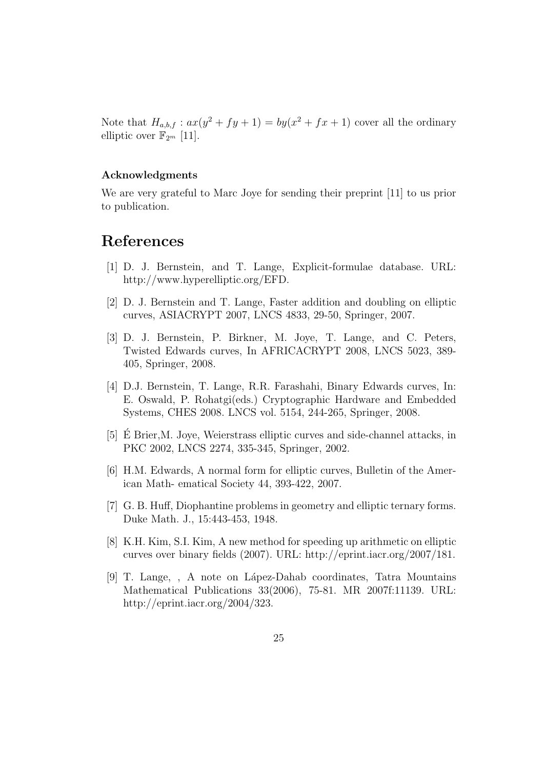Note that $H_{a,b,f} : ax(y^2 + fy + 1) = by(x^2 + fx + 1)$ cover all the ordinary elliptic over $\mathbb{F}_{2^m}$ [11].

### Acknowledgments

We are very grateful to Marc Joye for sending their preprint [11] to us prior to publication.

## References

[1] D. J. Bernstein, and T. Lange, Explicit-formulae database. URL: http://www.hyperelliptic.org/EFD.

[2] D. J. Bernstein and T. Lange, Faster addition and doubling on elliptic curves, ASIACRYPT 2007, LNCS 4833, 29-50, Springer, 2007.

[3] D. J. Bernstein, P. Birkner, M. Joye, T. Lange, and C. Peters, Twisted Edwards curves, In AFRICACRYPT 2008, LNCS 5023, 389-405, Springer, 2008.

[4] D.J. Bernstein, T. Lange, R.R. Farashahi, Binary Edwards curves, In: E. Oswald, P. Rohatgi(eds.) Cryptographic Hardware and Embedded Systems, CHES 2008. LNCS vol. 5154, 244-265, Springer, 2008.

[5] É Brier,M. Joye, Weierstrass elliptic curves and side-channel attacks, in PKC 2002, LNCS 2274, 335-345, Springer, 2002.

[6] H.M. Edwards, A normal form for elliptic curves, Bulletin of the American Math- ematical Society 44, 393-422, 2007.

[7] G. B. Huff, Diophantine problems in geometry and elliptic ternary forms. Duke Math. J., 15:443-453, 1948.

[8] K.H. Kim, S.I. Kim, A new method for speeding up arithmetic on elliptic curves over binary fields (2007). URL: http://eprint.iacr.org/2007/181.

[9] T. Lange, , A note on Lápez-Dahab coordinates, Tatra Mountains Mathematical Publications 33(2006), 75-81. MR 2007f:11139. URL: http://eprint.iacr.org/2004/323.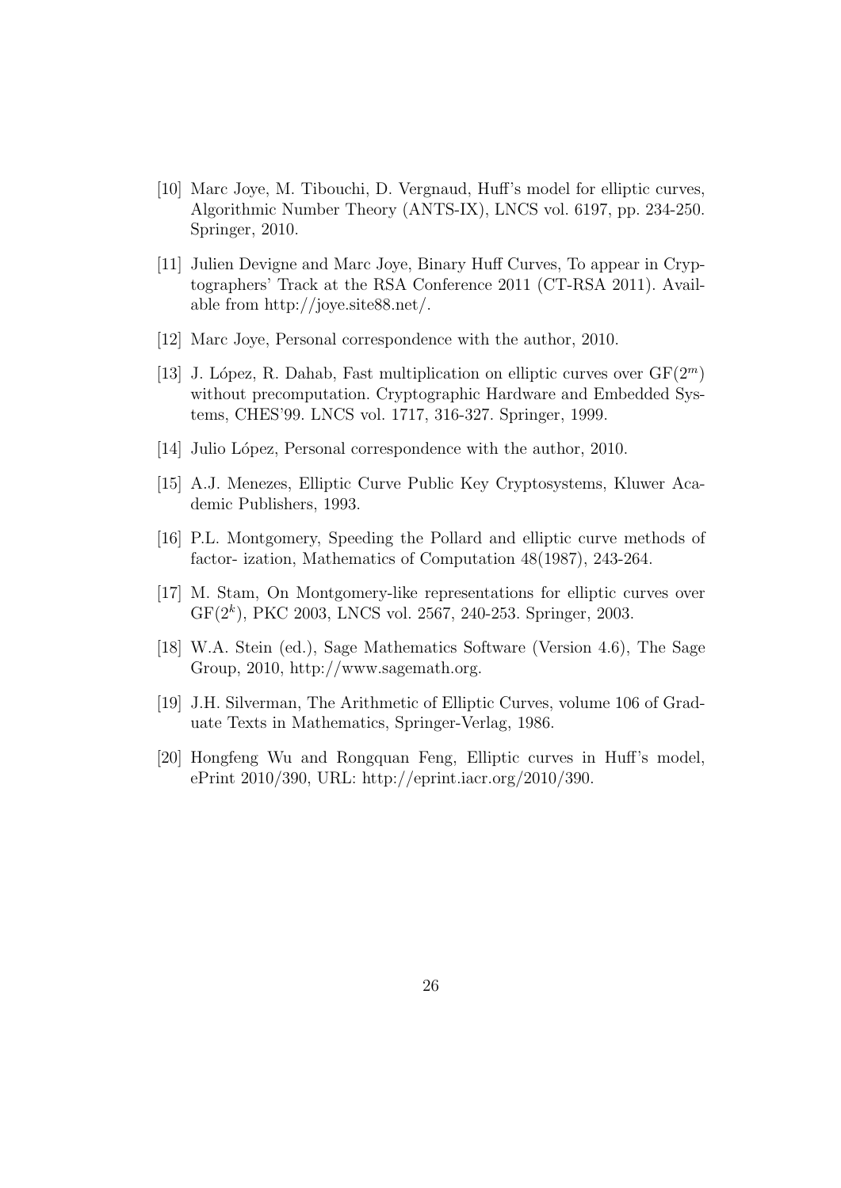[10] Marc Joye, M. Tibouchi, D. Vergnaud, Huff's model for elliptic curves, Algorithmic Number Theory (ANTS-IX), LNCS vol. 6197, pp. 234-250. Springer, 2010.

[11] Julien Devigne and Marc Joye, Binary Huff Curves, To appear in Cryptographers' Track at the RSA Conference 2011 (CT-RSA 2011). Available from http://joye.site88.net/.

[12] Marc Joye, Personal correspondence with the author, 2010.

[13] J. López, R. Dahab, Fast multiplication on elliptic curves over $\mathrm{GF}(2^m)$ without precomputation. Cryptographic Hardware and Embedded Systems, CHES'99. LNCS vol. 1717, 316-327. Springer, 1999.

[14] Julio López, Personal correspondence with the author, 2010.

[15] A.J. Menezes, Elliptic Curve Public Key Cryptosystems, Kluwer Academic Publishers, 1993.

[16] P.L. Montgomery, Speeding the Pollard and elliptic curve methods of factor- ization, Mathematics of Computation 48(1987), 243-264.

[17] M. Stam, On Montgomery-like representations for elliptic curves over $\mathrm{GF}(2^k)$, PKC 2003, LNCS vol. 2567, 240-253. Springer, 2003.

[18] W.A. Stein (ed.), Sage Mathematics Software (Version 4.6), The Sage Group, 2010, http://www.sagemath.org.

[19] J.H. Silverman, The Arithmetic of Elliptic Curves, volume 106 of Graduate Texts in Mathematics, Springer-Verlag, 1986.

[20] Hongfeng Wu and Rongquan Feng, Elliptic curves in Huff's model, ePrint 2010/390, URL: http://eprint.iacr.org/2010/390.